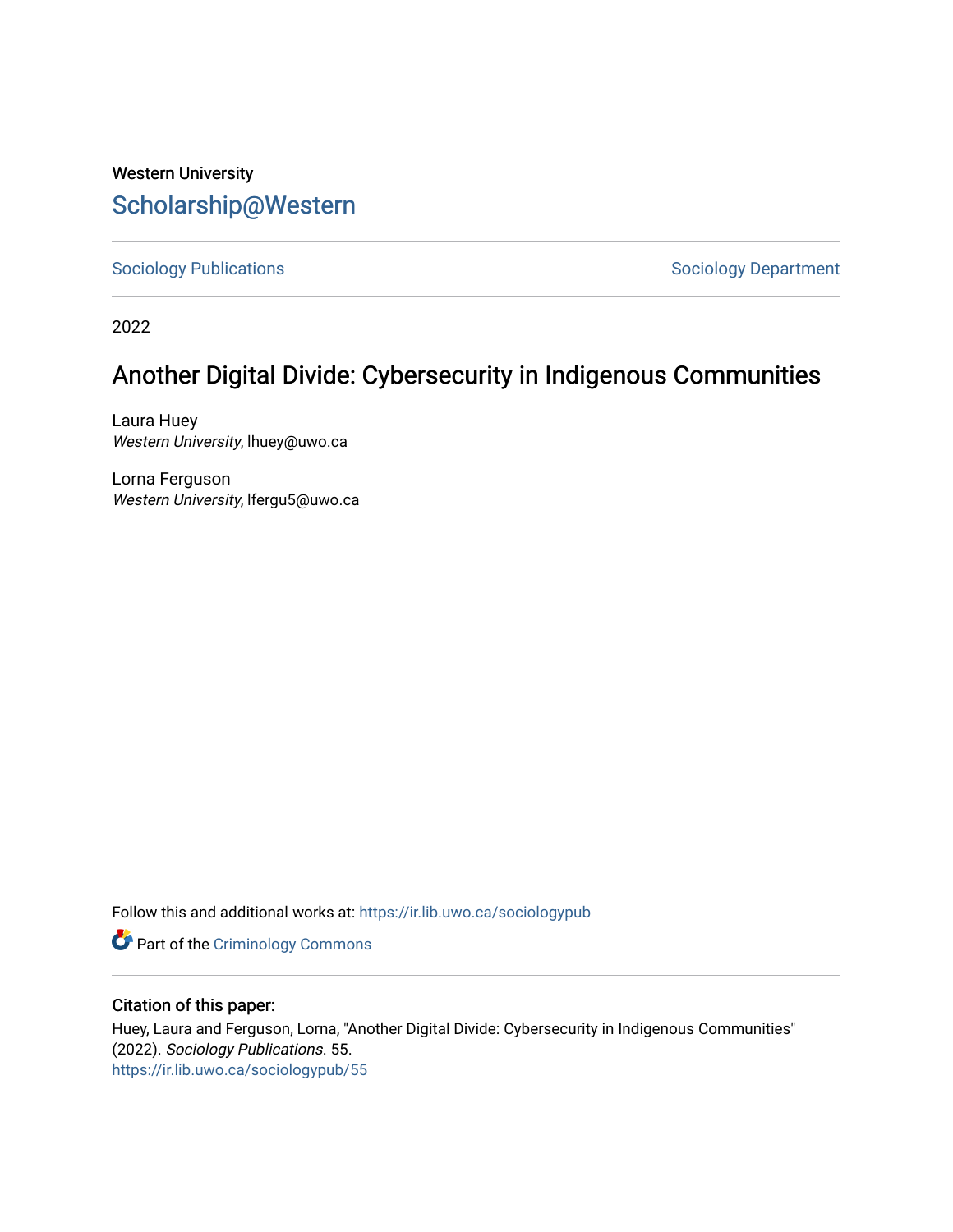Western University

# Scholarship@Western

Sociology Publications | Sociology Department

2022

# Another Digital Divide: Cybersecurity in Indigenous Communities

Laura Huey
*Western University*, lhuey@uwo.ca

Lorna Ferguson
*Western University*, lfergu5@uwo.ca

Follow this and additional works at: https://ir.lib.uwo.ca/sociologypub

Part of the Criminology Commons

## Citation of this paper:

Huey, Laura and Ferguson, Lorna, "Another Digital Divide: Cybersecurity in Indigenous Communities" (2022). *Sociology Publications*. 55.
https://ir.lib.uwo.ca/sociologypub/55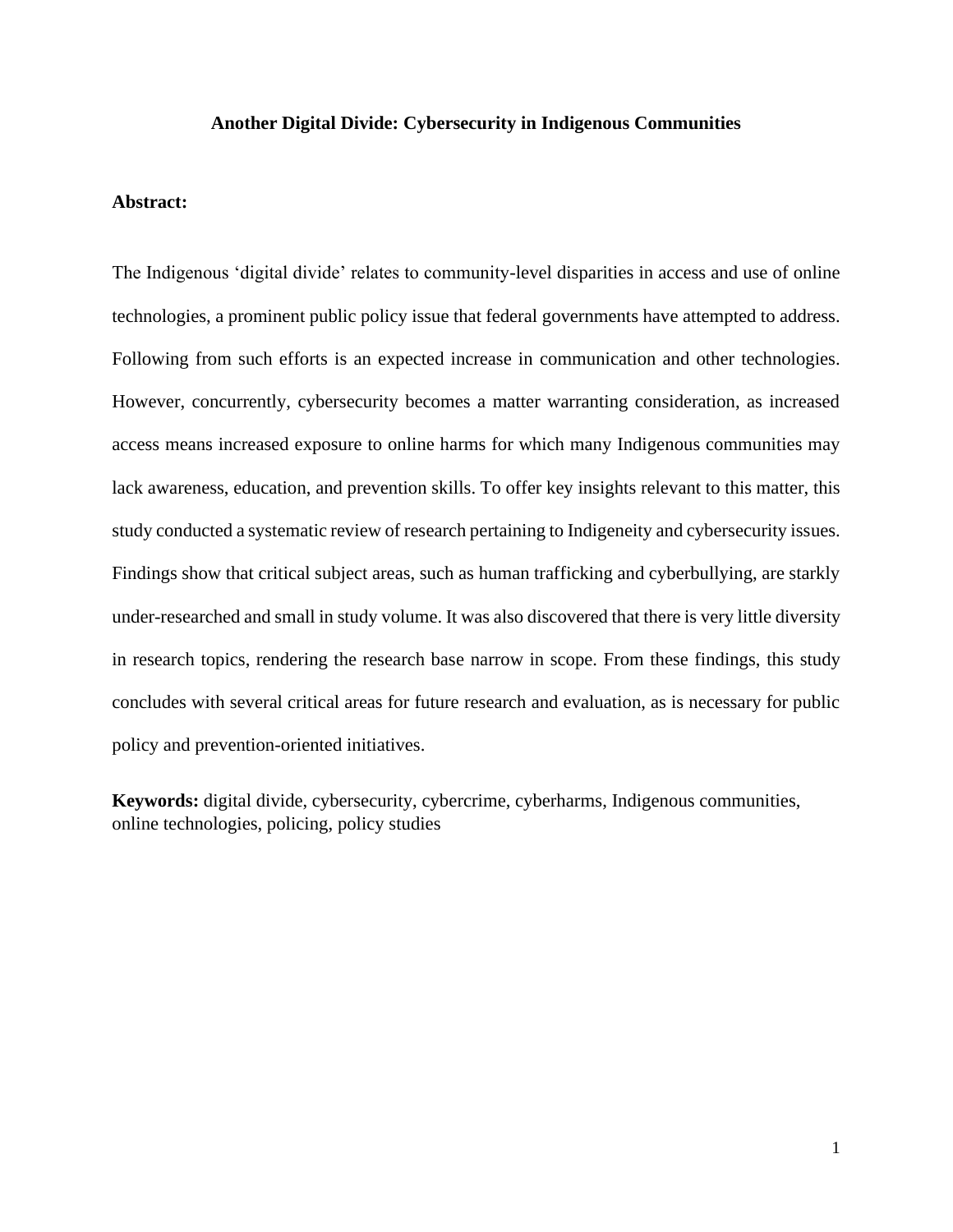# Another Digital Divide: Cybersecurity in Indigenous Communities

**Abstract:**

The Indigenous 'digital divide' relates to community-level disparities in access and use of online technologies, a prominent public policy issue that federal governments have attempted to address. Following from such efforts is an expected increase in communication and other technologies. However, concurrently, cybersecurity becomes a matter warranting consideration, as increased access means increased exposure to online harms for which many Indigenous communities may lack awareness, education, and prevention skills. To offer key insights relevant to this matter, this study conducted a systematic review of research pertaining to Indigeneity and cybersecurity issues. Findings show that critical subject areas, such as human trafficking and cyberbullying, are starkly under-researched and small in study volume. It was also discovered that there is very little diversity in research topics, rendering the research base narrow in scope. From these findings, this study concludes with several critical areas for future research and evaluation, as is necessary for public policy and prevention-oriented initiatives.

**Keywords:** digital divide, cybersecurity, cybercrime, cyberharms, Indigenous communities, online technologies, policing, policy studies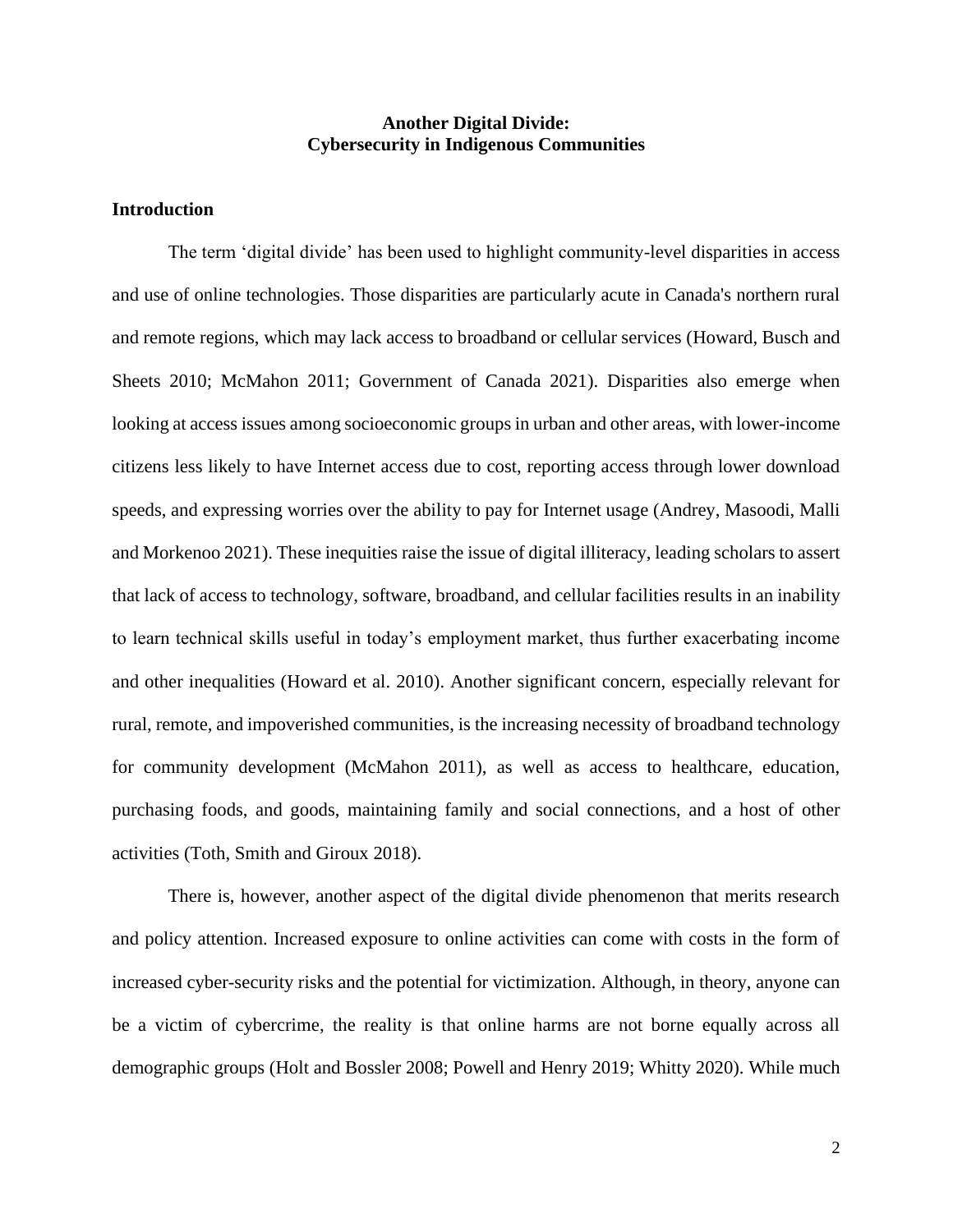# Another Digital Divide: Cybersecurity in Indigenous Communities

## Introduction

The term 'digital divide' has been used to highlight community-level disparities in access and use of online technologies. Those disparities are particularly acute in Canada's northern rural and remote regions, which may lack access to broadband or cellular services (Howard, Busch and Sheets 2010; McMahon 2011; Government of Canada 2021). Disparities also emerge when looking at access issues among socioeconomic groups in urban and other areas, with lower-income citizens less likely to have Internet access due to cost, reporting access through lower download speeds, and expressing worries over the ability to pay for Internet usage (Andrey, Masoodi, Malli and Morkenoo 2021). These inequities raise the issue of digital illiteracy, leading scholars to assert that lack of access to technology, software, broadband, and cellular facilities results in an inability to learn technical skills useful in today's employment market, thus further exacerbating income and other inequalities (Howard et al. 2010). Another significant concern, especially relevant for rural, remote, and impoverished communities, is the increasing necessity of broadband technology for community development (McMahon 2011), as well as access to healthcare, education, purchasing foods, and goods, maintaining family and social connections, and a host of other activities (Toth, Smith and Giroux 2018).

There is, however, another aspect of the digital divide phenomenon that merits research and policy attention. Increased exposure to online activities can come with costs in the form of increased cyber-security risks and the potential for victimization. Although, in theory, anyone can be a victim of cybercrime, the reality is that online harms are not borne equally across all demographic groups (Holt and Bossler 2008; Powell and Henry 2019; Whitty 2020). While much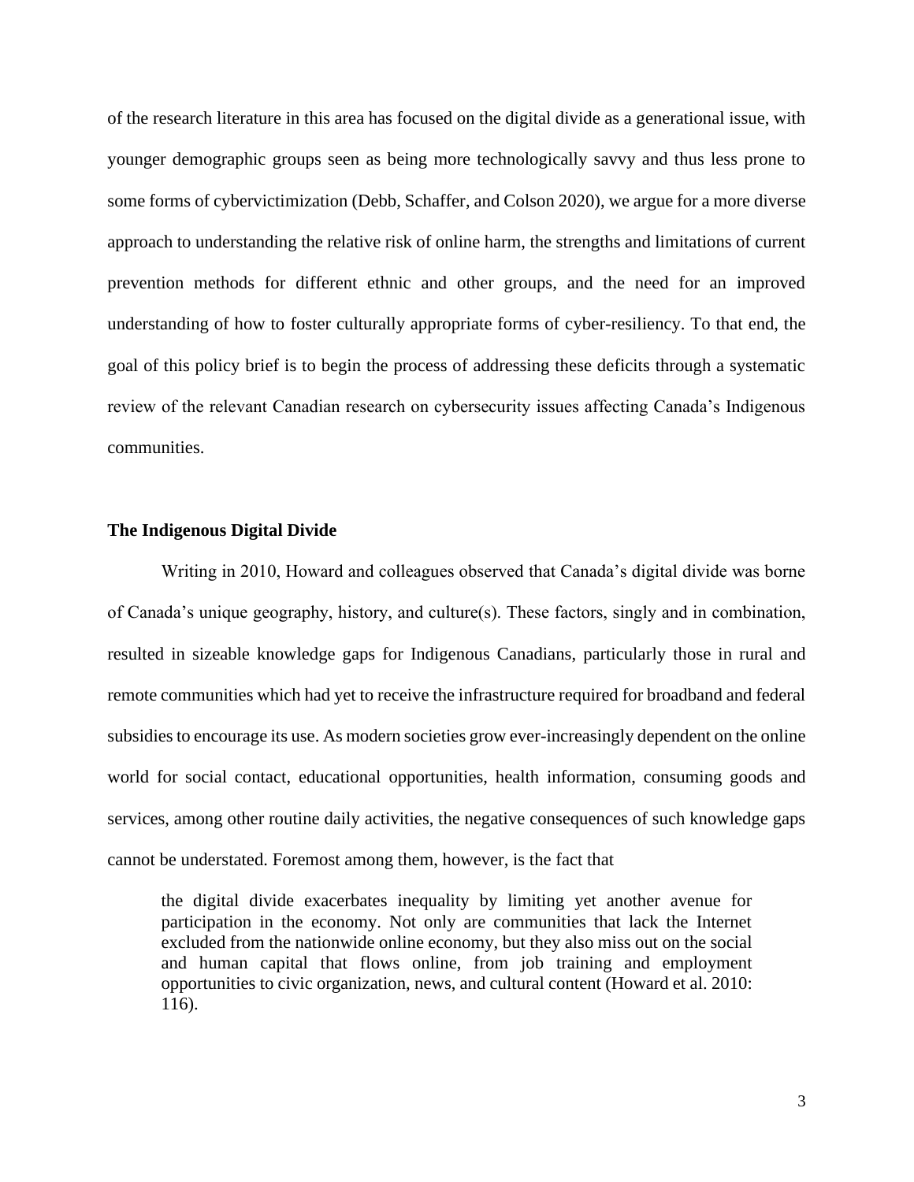of the research literature in this area has focused on the digital divide as a generational issue, with younger demographic groups seen as being more technologically savvy and thus less prone to some forms of cybervictimization (Debb, Schaffer, and Colson 2020), we argue for a more diverse approach to understanding the relative risk of online harm, the strengths and limitations of current prevention methods for different ethnic and other groups, and the need for an improved understanding of how to foster culturally appropriate forms of cyber-resiliency. To that end, the goal of this policy brief is to begin the process of addressing these deficits through a systematic review of the relevant Canadian research on cybersecurity issues affecting Canada's Indigenous communities.

**The Indigenous Digital Divide**

Writing in 2010, Howard and colleagues observed that Canada's digital divide was borne of Canada's unique geography, history, and culture(s). These factors, singly and in combination, resulted in sizeable knowledge gaps for Indigenous Canadians, particularly those in rural and remote communities which had yet to receive the infrastructure required for broadband and federal subsidies to encourage its use. As modern societies grow ever-increasingly dependent on the online world for social contact, educational opportunities, health information, consuming goods and services, among other routine daily activities, the negative consequences of such knowledge gaps cannot be understated. Foremost among them, however, is the fact that

> the digital divide exacerbates inequality by limiting yet another avenue for participation in the economy. Not only are communities that lack the Internet excluded from the nationwide online economy, but they also miss out on the social and human capital that flows online, from job training and employment opportunities to civic organization, news, and cultural content (Howard et al. 2010: 116).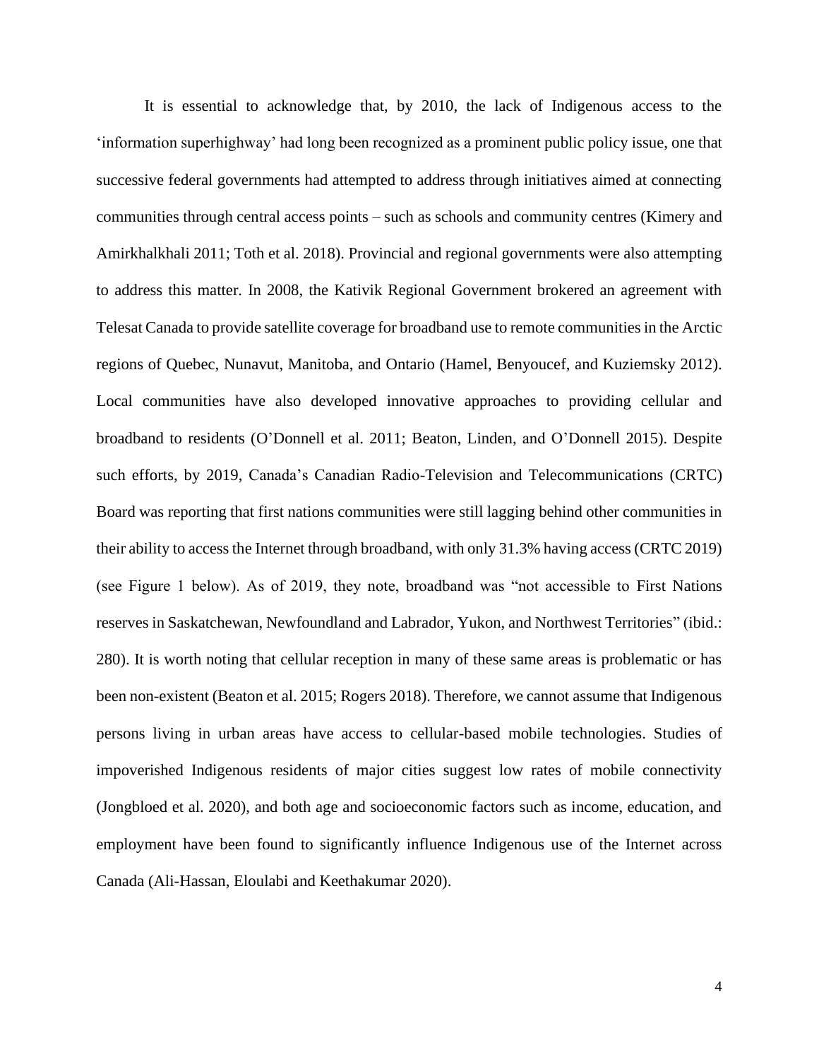It is essential to acknowledge that, by 2010, the lack of Indigenous access to the 'information superhighway' had long been recognized as a prominent public policy issue, one that successive federal governments had attempted to address through initiatives aimed at connecting communities through central access points – such as schools and community centres (Kimery and Amirkhalkhali 2011; Toth et al. 2018). Provincial and regional governments were also attempting to address this matter. In 2008, the Kativik Regional Government brokered an agreement with Telesat Canada to provide satellite coverage for broadband use to remote communities in the Arctic regions of Quebec, Nunavut, Manitoba, and Ontario (Hamel, Benyoucef, and Kuziemsky 2012). Local communities have also developed innovative approaches to providing cellular and broadband to residents (O'Donnell et al. 2011; Beaton, Linden, and O'Donnell 2015). Despite such efforts, by 2019, Canada's Canadian Radio-Television and Telecommunications (CRTC) Board was reporting that first nations communities were still lagging behind other communities in their ability to access the Internet through broadband, with only 31.3% having access (CRTC 2019) (see Figure 1 below). As of 2019, they note, broadband was "not accessible to First Nations reserves in Saskatchewan, Newfoundland and Labrador, Yukon, and Northwest Territories" (ibid.: 280). It is worth noting that cellular reception in many of these same areas is problematic or has been non-existent (Beaton et al. 2015; Rogers 2018). Therefore, we cannot assume that Indigenous persons living in urban areas have access to cellular-based mobile technologies. Studies of impoverished Indigenous residents of major cities suggest low rates of mobile connectivity (Jongbloed et al. 2020), and both age and socioeconomic factors such as income, education, and employment have been found to significantly influence Indigenous use of the Internet across Canada (Ali-Hassan, Eloulabi and Keethakumar 2020).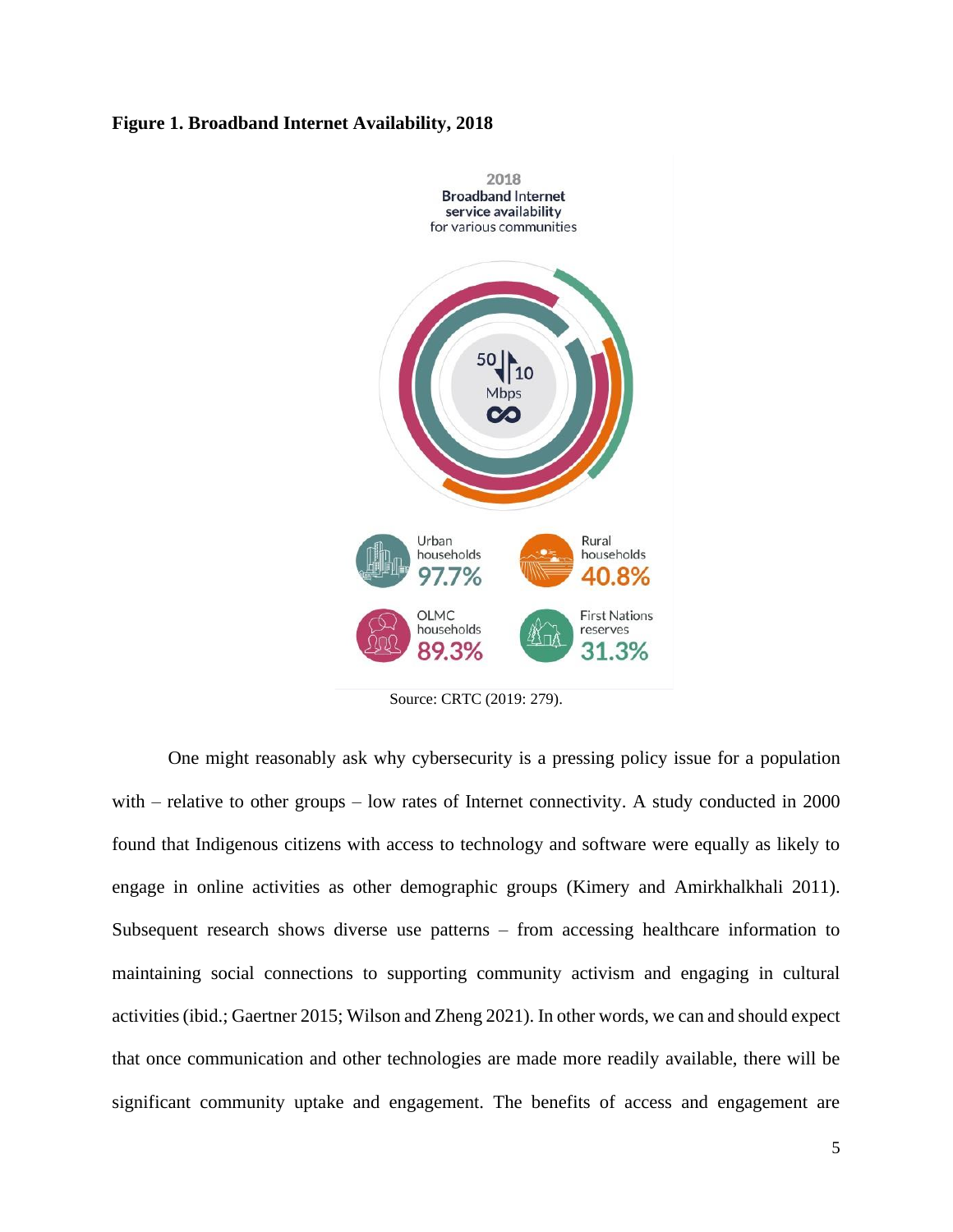**Figure 1. Broadband Internet Availability, 2018**

2018
Broadband Internet service availability for various communities

50 / 10 Mbps ∞

Urban households 97.7%

Rural households 40.8%

OLMC households 89.3%

First Nations reserves 31.3%

Source: CRTC (2019: 279).

One might reasonably ask why cybersecurity is a pressing policy issue for a population with – relative to other groups – low rates of Internet connectivity. A study conducted in 2000 found that Indigenous citizens with access to technology and software were equally as likely to engage in online activities as other demographic groups (Kimery and Amirkhalkhali 2011). Subsequent research shows diverse use patterns – from accessing healthcare information to maintaining social connections to supporting community activism and engaging in cultural activities (ibid.; Gaertner 2015; Wilson and Zheng 2021). In other words, we can and should expect that once communication and other technologies are made more readily available, there will be significant community uptake and engagement. The benefits of access and engagement are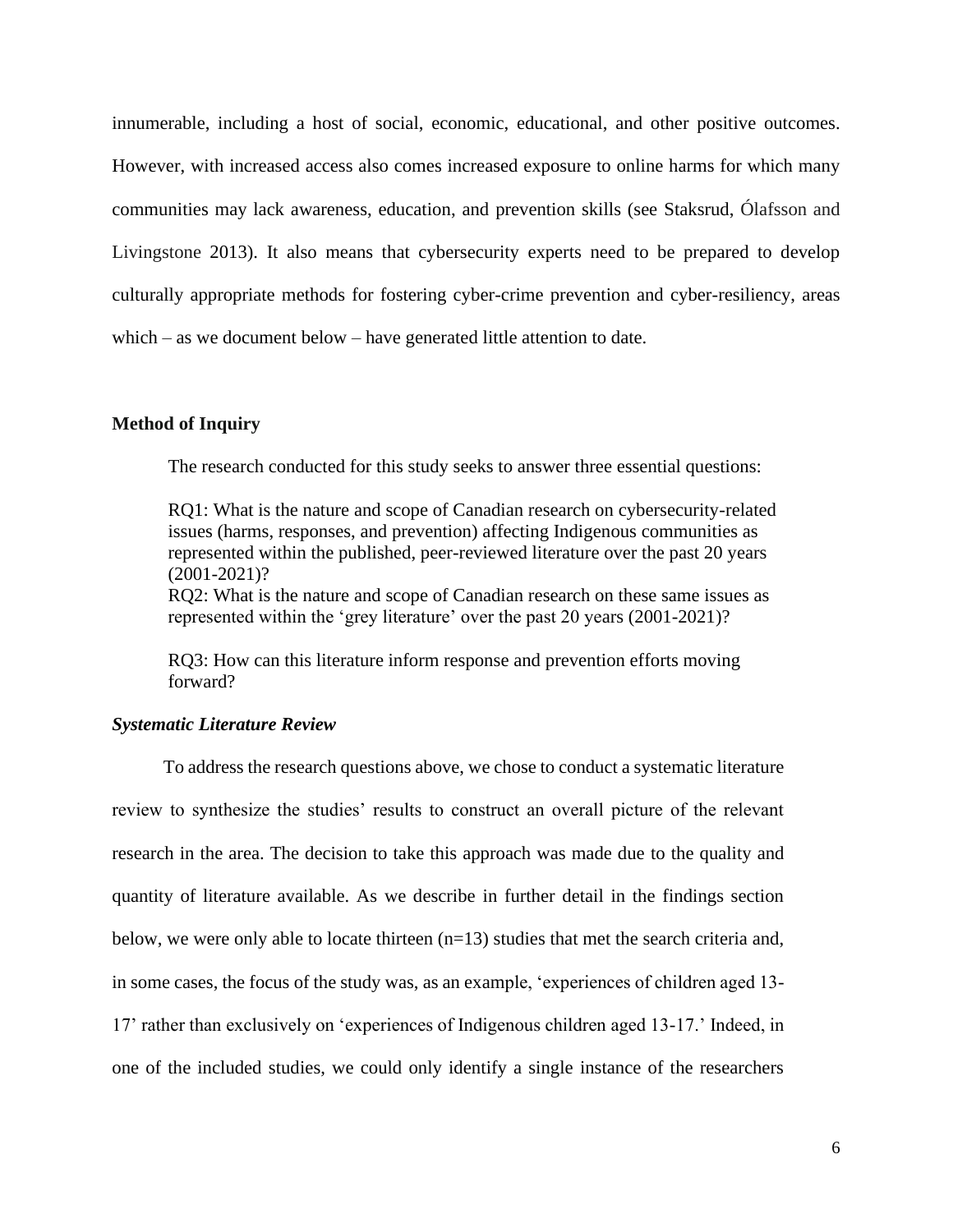innumerable, including a host of social, economic, educational, and other positive outcomes. However, with increased access also comes increased exposure to online harms for which many communities may lack awareness, education, and prevention skills (see Staksrud, Ólafsson and Livingstone 2013). It also means that cybersecurity experts need to be prepared to develop culturally appropriate methods for fostering cyber-crime prevention and cyber-resiliency, areas which – as we document below – have generated little attention to date.

## Method of Inquiry

The research conducted for this study seeks to answer three essential questions:

RQ1: What is the nature and scope of Canadian research on cybersecurity-related issues (harms, responses, and prevention) affecting Indigenous communities as represented within the published, peer-reviewed literature over the past 20 years (2001-2021)?
RQ2: What is the nature and scope of Canadian research on these same issues as represented within the 'grey literature' over the past 20 years (2001-2021)?

RQ3: How can this literature inform response and prevention efforts moving forward?

### *Systematic Literature Review*

To address the research questions above, we chose to conduct a systematic literature review to synthesize the studies' results to construct an overall picture of the relevant research in the area. The decision to take this approach was made due to the quality and quantity of literature available. As we describe in further detail in the findings section below, we were only able to locate thirteen (n=13) studies that met the search criteria and, in some cases, the focus of the study was, as an example, 'experiences of children aged 13-17' rather than exclusively on 'experiences of Indigenous children aged 13-17.' Indeed, in one of the included studies, we could only identify a single instance of the researchers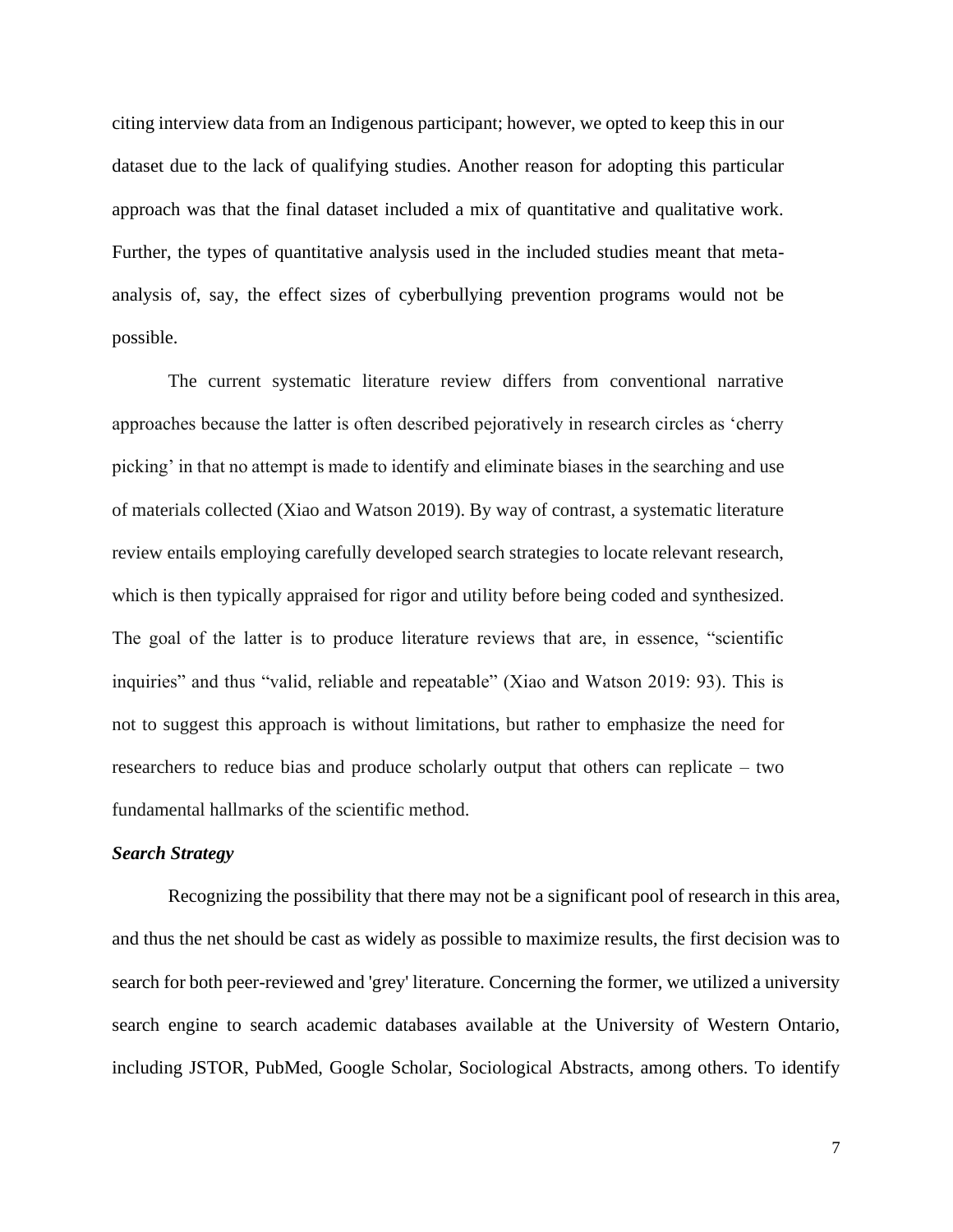citing interview data from an Indigenous participant; however, we opted to keep this in our dataset due to the lack of qualifying studies. Another reason for adopting this particular approach was that the final dataset included a mix of quantitative and qualitative work. Further, the types of quantitative analysis used in the included studies meant that meta-analysis of, say, the effect sizes of cyberbullying prevention programs would not be possible.

The current systematic literature review differs from conventional narrative approaches because the latter is often described pejoratively in research circles as 'cherry picking' in that no attempt is made to identify and eliminate biases in the searching and use of materials collected (Xiao and Watson 2019). By way of contrast, a systematic literature review entails employing carefully developed search strategies to locate relevant research, which is then typically appraised for rigor and utility before being coded and synthesized. The goal of the latter is to produce literature reviews that are, in essence, "scientific inquiries" and thus "valid, reliable and repeatable" (Xiao and Watson 2019: 93). This is not to suggest this approach is without limitations, but rather to emphasize the need for researchers to reduce bias and produce scholarly output that others can replicate – two fundamental hallmarks of the scientific method.

***Search Strategy***

Recognizing the possibility that there may not be a significant pool of research in this area, and thus the net should be cast as widely as possible to maximize results, the first decision was to search for both peer-reviewed and 'grey' literature. Concerning the former, we utilized a university search engine to search academic databases available at the University of Western Ontario, including JSTOR, PubMed, Google Scholar, Sociological Abstracts, among others. To identify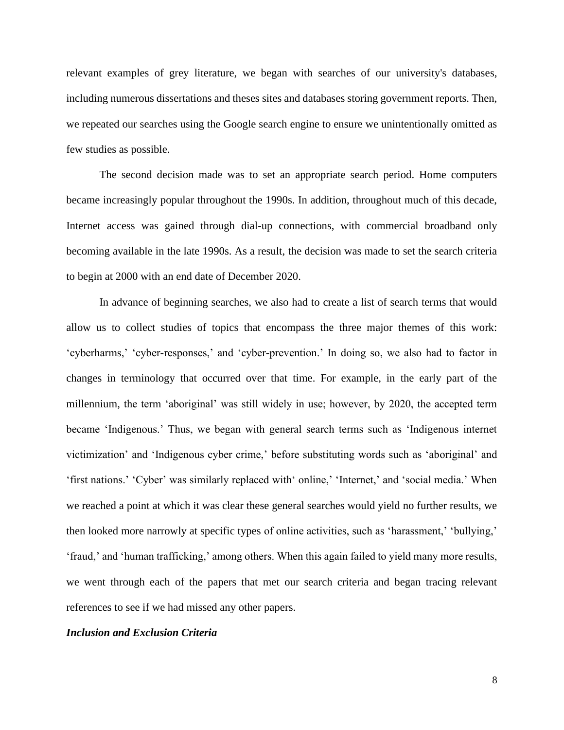relevant examples of grey literature, we began with searches of our university's databases, including numerous dissertations and theses sites and databases storing government reports. Then, we repeated our searches using the Google search engine to ensure we unintentionally omitted as few studies as possible.

The second decision made was to set an appropriate search period. Home computers became increasingly popular throughout the 1990s. In addition, throughout much of this decade, Internet access was gained through dial-up connections, with commercial broadband only becoming available in the late 1990s. As a result, the decision was made to set the search criteria to begin at 2000 with an end date of December 2020.

In advance of beginning searches, we also had to create a list of search terms that would allow us to collect studies of topics that encompass the three major themes of this work: 'cyberharms,' 'cyber-responses,' and 'cyber-prevention.' In doing so, we also had to factor in changes in terminology that occurred over that time. For example, in the early part of the millennium, the term 'aboriginal' was still widely in use; however, by 2020, the accepted term became 'Indigenous.' Thus, we began with general search terms such as 'Indigenous internet victimization' and 'Indigenous cyber crime,' before substituting words such as 'aboriginal' and 'first nations.' 'Cyber' was similarly replaced with' online,' 'Internet,' and 'social media.' When we reached a point at which it was clear these general searches would yield no further results, we then looked more narrowly at specific types of online activities, such as 'harassment,' 'bullying,' 'fraud,' and 'human trafficking,' among others. When this again failed to yield many more results, we went through each of the papers that met our search criteria and began tracing relevant references to see if we had missed any other papers.

### *Inclusion and Exclusion Criteria*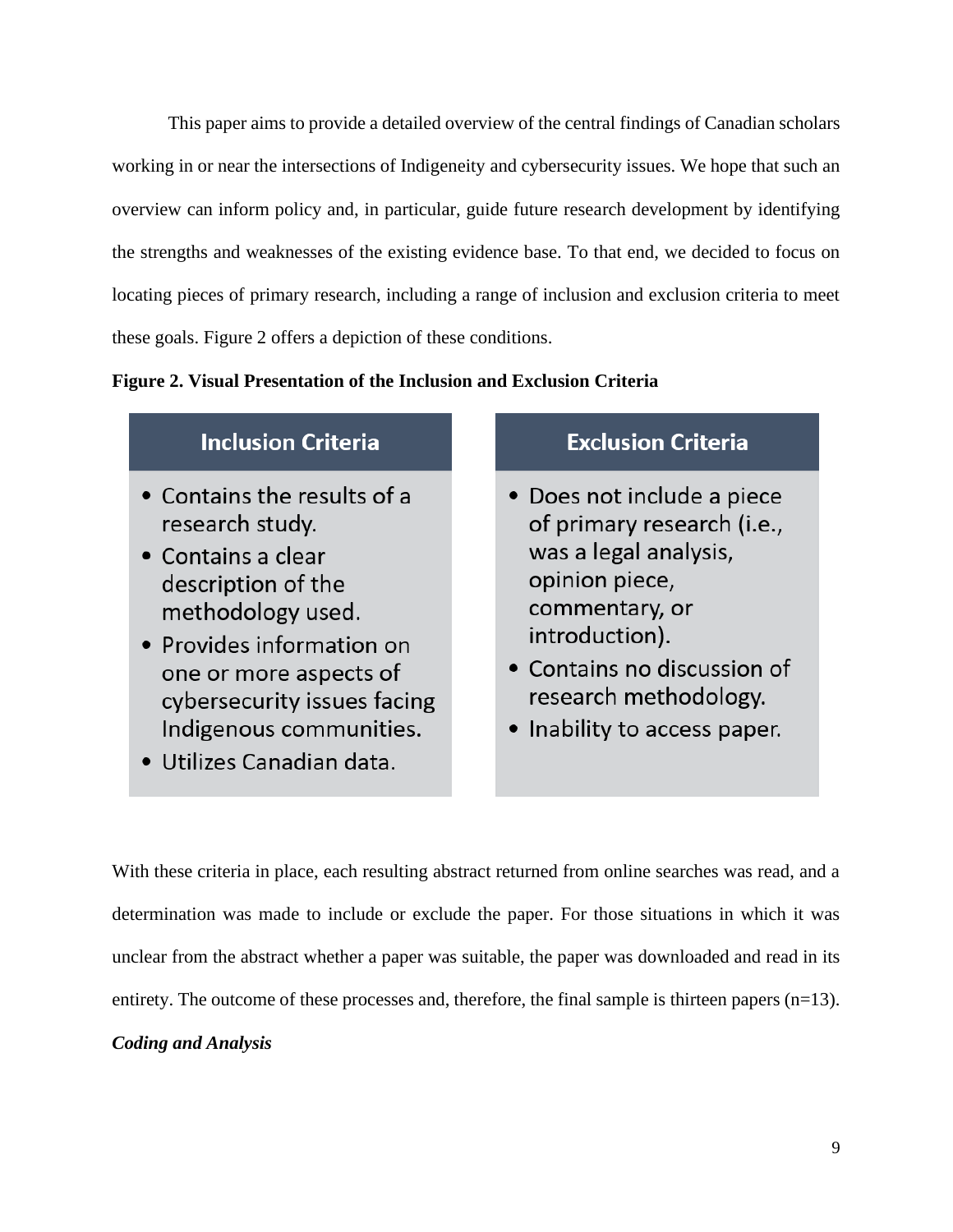This paper aims to provide a detailed overview of the central findings of Canadian scholars working in or near the intersections of Indigeneity and cybersecurity issues. We hope that such an overview can inform policy and, in particular, guide future research development by identifying the strengths and weaknesses of the existing evidence base. To that end, we decided to focus on locating pieces of primary research, including a range of inclusion and exclusion criteria to meet these goals. Figure 2 offers a depiction of these conditions.

**Figure 2. Visual Presentation of the Inclusion and Exclusion Criteria**

| Inclusion Criteria | Exclusion Criteria |
| --- | --- |
| • Contains the results of a research study.<br>• Contains a clear description of the methodology used.<br>• Provides information on one or more aspects of cybersecurity issues facing Indigenous communities.<br>• Utilizes Canadian data. | • Does not include a piece of primary research (i.e., was a legal analysis, opinion piece, commentary, or introduction).<br>• Contains no discussion of research methodology.<br>• Inability to access paper. |

With these criteria in place, each resulting abstract returned from online searches was read, and a determination was made to include or exclude the paper. For those situations in which it was unclear from the abstract whether a paper was suitable, the paper was downloaded and read in its entirety. The outcome of these processes and, therefore, the final sample is thirteen papers (n=13).

***Coding and Analysis***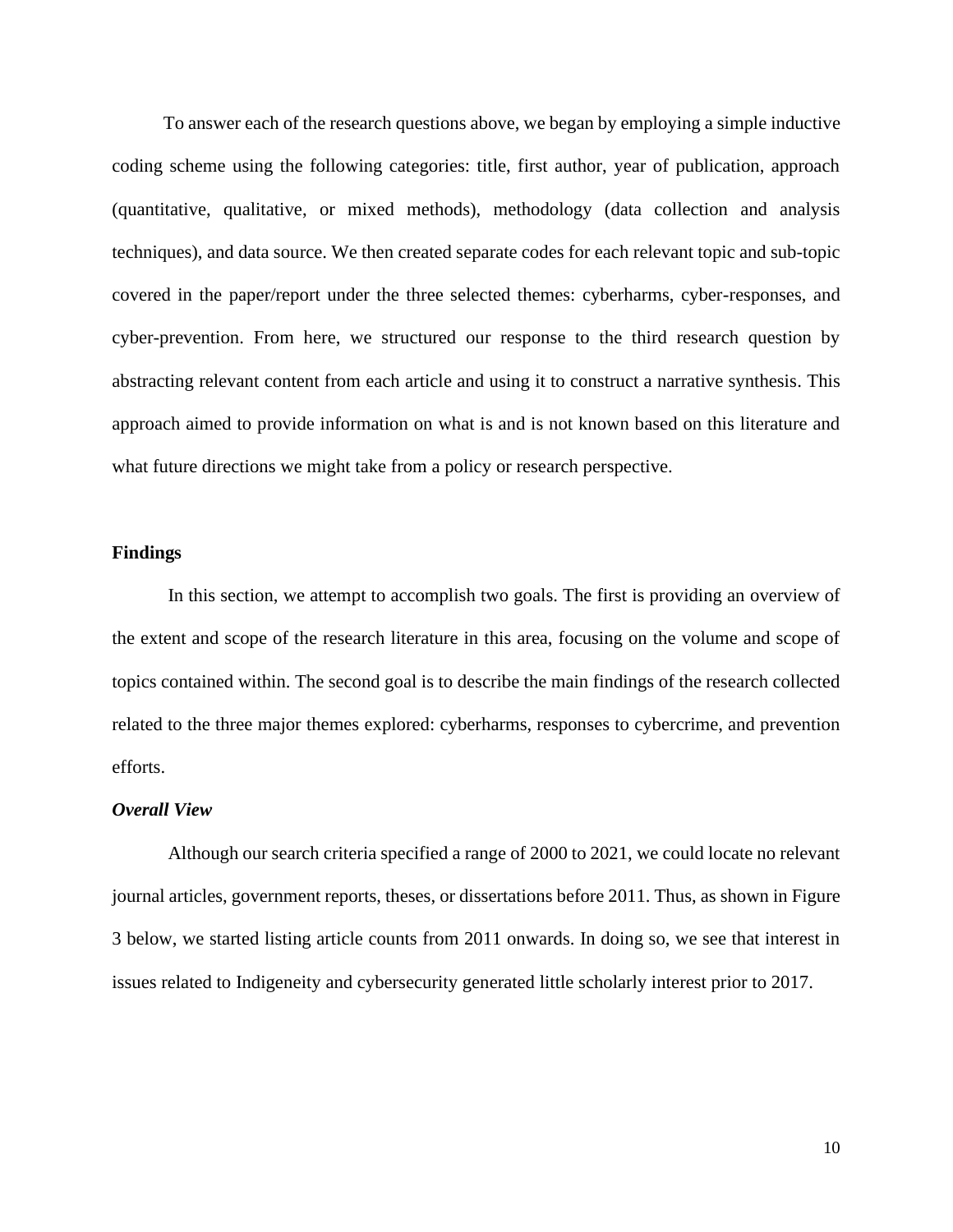To answer each of the research questions above, we began by employing a simple inductive coding scheme using the following categories: title, first author, year of publication, approach (quantitative, qualitative, or mixed methods), methodology (data collection and analysis techniques), and data source. We then created separate codes for each relevant topic and sub-topic covered in the paper/report under the three selected themes: cyberharms, cyber-responses, and cyber-prevention. From here, we structured our response to the third research question by abstracting relevant content from each article and using it to construct a narrative synthesis. This approach aimed to provide information on what is and is not known based on this literature and what future directions we might take from a policy or research perspective.

## Findings

In this section, we attempt to accomplish two goals. The first is providing an overview of the extent and scope of the research literature in this area, focusing on the volume and scope of topics contained within. The second goal is to describe the main findings of the research collected related to the three major themes explored: cyberharms, responses to cybercrime, and prevention efforts.

### *Overall View*

Although our search criteria specified a range of 2000 to 2021, we could locate no relevant journal articles, government reports, theses, or dissertations before 2011. Thus, as shown in Figure 3 below, we started listing article counts from 2011 onwards. In doing so, we see that interest in issues related to Indigeneity and cybersecurity generated little scholarly interest prior to 2017.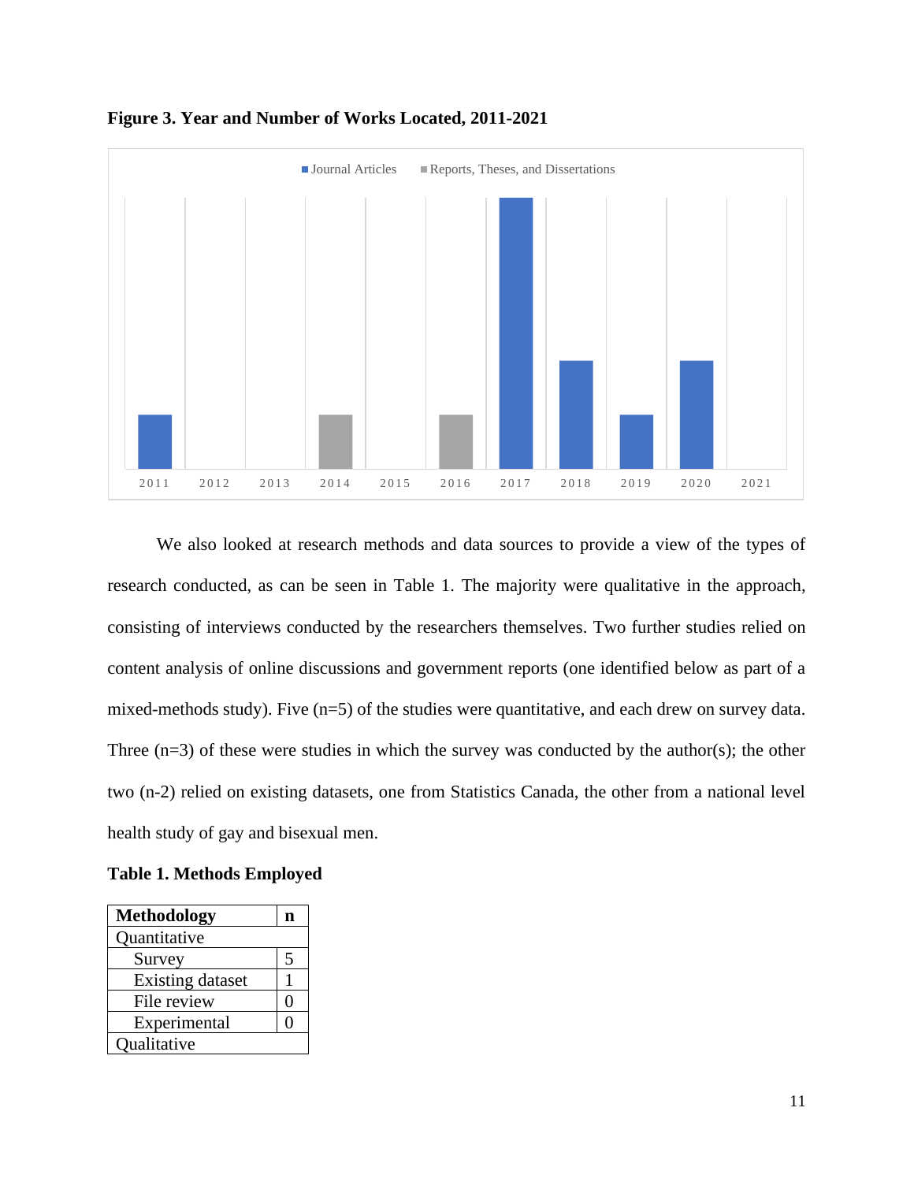**Figure 3. Year and Number of Works Located, 2011-2021**

We also looked at research methods and data sources to provide a view of the types of research conducted, as can be seen in Table 1. The majority were qualitative in the approach, consisting of interviews conducted by the researchers themselves. Two further studies relied on content analysis of online discussions and government reports (one identified below as part of a mixed-methods study). Five (n=5) of the studies were quantitative, and each drew on survey data. Three (n=3) of these were studies in which the survey was conducted by the author(s); the other two (n-2) relied on existing datasets, one from Statistics Canada, the other from a national level health study of gay and bisexual men.

**Table 1. Methods Employed**

| Methodology | n |
|---|---|
| Quantitative | |
| Survey | 5 |
| Existing dataset | 1 |
| File review | 0 |
| Experimental | 0 |
| Qualitative | |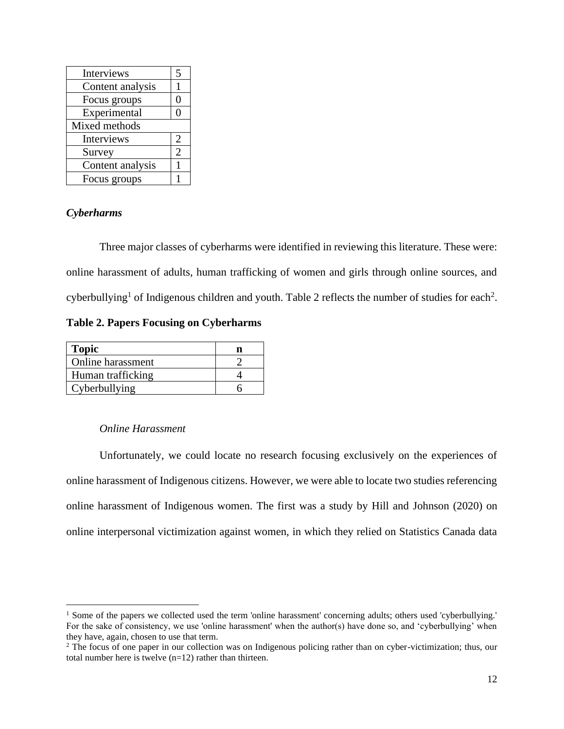| | |
|---|---|
| Interviews | 5 |
| Content analysis | 1 |
| Focus groups | 0 |
| Experimental | 0 |
| Mixed methods | |
| Interviews | 2 |
| Survey | 2 |
| Content analysis | 1 |
| Focus groups | 1 |

***Cyberharms***

Three major classes of cyberharms were identified in reviewing this literature. These were: online harassment of adults, human trafficking of women and girls through online sources, and cyberbullying[1] of Indigenous children and youth. Table 2 reflects the number of studies for each[2].

**Table 2. Papers Focusing on Cyberharms**

| Topic | n |
|---|---|
| Online harassment | 2 |
| Human trafficking | 4 |
| Cyberbullying | 6 |

*Online Harassment*

Unfortunately, we could locate no research focusing exclusively on the experiences of online harassment of Indigenous citizens. However, we were able to locate two studies referencing online harassment of Indigenous women. The first was a study by Hill and Johnson (2020) on online interpersonal victimization against women, in which they relied on Statistics Canada data

[1] Some of the papers we collected used the term 'online harassment' concerning adults; others used 'cyberbullying.' For the sake of consistency, we use 'online harassment' when the author(s) have done so, and 'cyberbullying' when they have, again, chosen to use that term.

[2] The focus of one paper in our collection was on Indigenous policing rather than on cyber-victimization; thus, our total number here is twelve (n=12) rather than thirteen.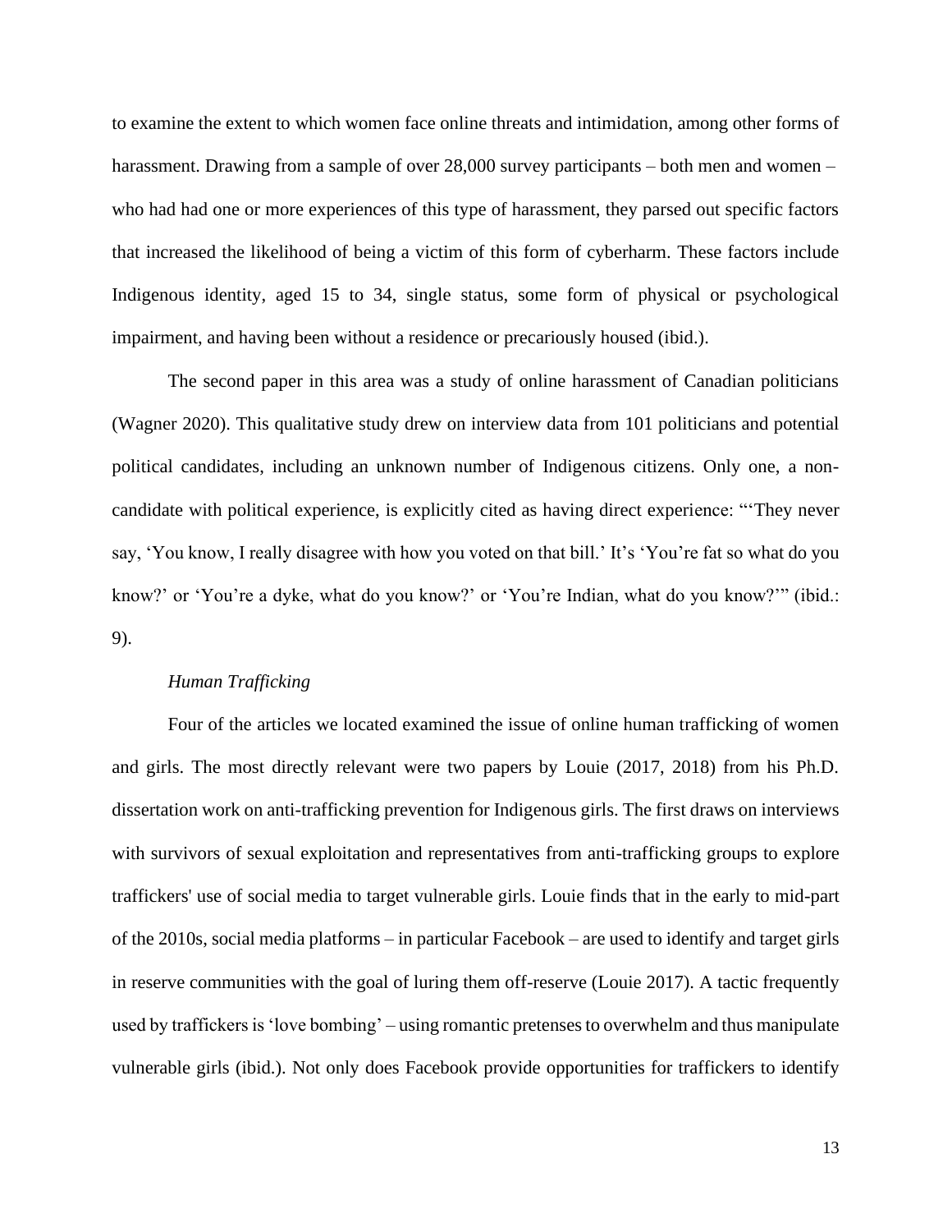to examine the extent to which women face online threats and intimidation, among other forms of harassment. Drawing from a sample of over 28,000 survey participants – both men and women – who had had one or more experiences of this type of harassment, they parsed out specific factors that increased the likelihood of being a victim of this form of cyberharm. These factors include Indigenous identity, aged 15 to 34, single status, some form of physical or psychological impairment, and having been without a residence or precariously housed (ibid.).

The second paper in this area was a study of online harassment of Canadian politicians (Wagner 2020). This qualitative study drew on interview data from 101 politicians and potential political candidates, including an unknown number of Indigenous citizens. Only one, a non-candidate with political experience, is explicitly cited as having direct experience: "'They never say, 'You know, I really disagree with how you voted on that bill.' It's 'You're fat so what do you know?' or 'You're a dyke, what do you know?' or 'You're Indian, what do you know?'" (ibid.: 9).

*Human Trafficking*

Four of the articles we located examined the issue of online human trafficking of women and girls. The most directly relevant were two papers by Louie (2017, 2018) from his Ph.D. dissertation work on anti-trafficking prevention for Indigenous girls. The first draws on interviews with survivors of sexual exploitation and representatives from anti-trafficking groups to explore traffickers' use of social media to target vulnerable girls. Louie finds that in the early to mid-part of the 2010s, social media platforms – in particular Facebook – are used to identify and target girls in reserve communities with the goal of luring them off-reserve (Louie 2017). A tactic frequently used by traffickers is 'love bombing' – using romantic pretenses to overwhelm and thus manipulate vulnerable girls (ibid.). Not only does Facebook provide opportunities for traffickers to identify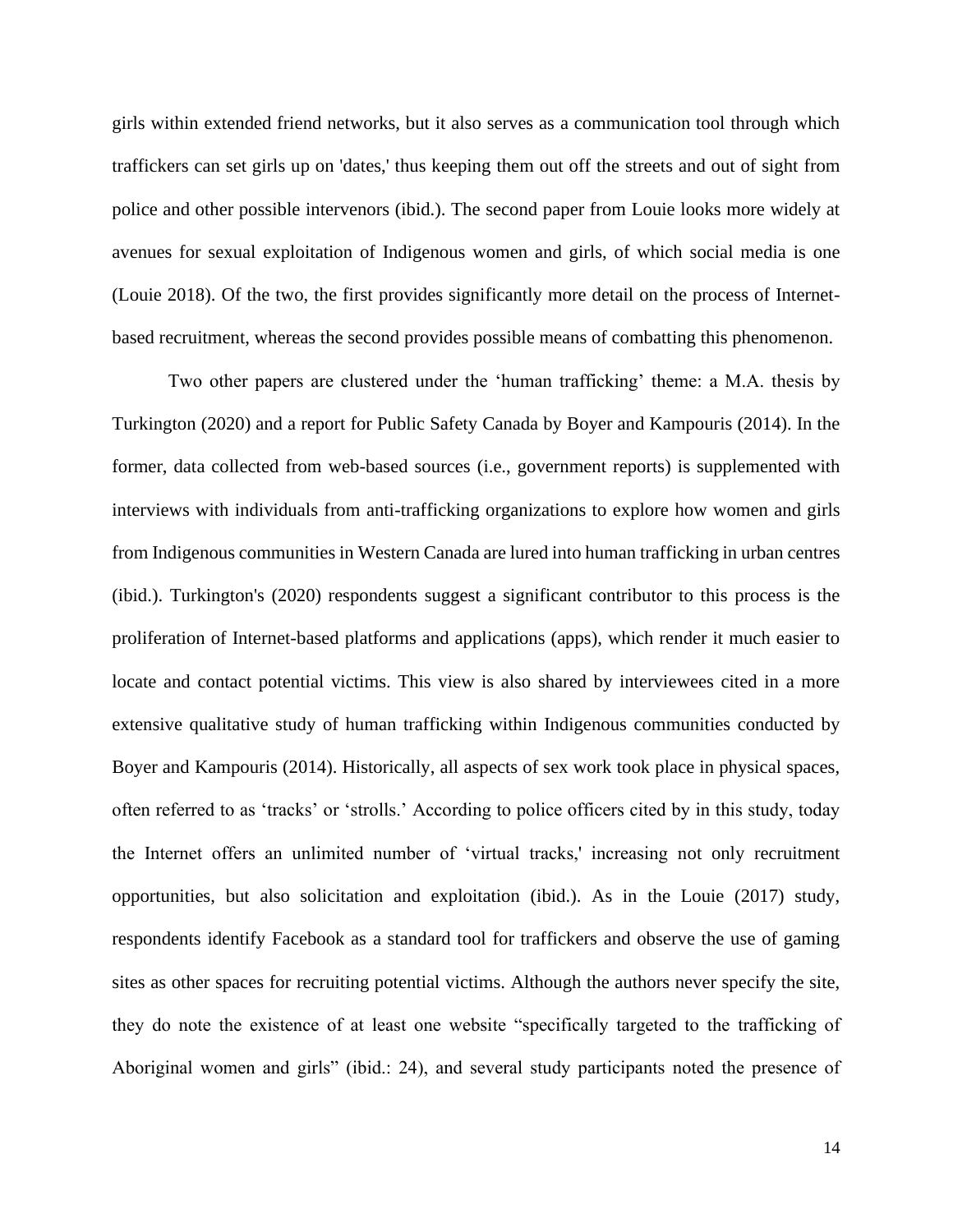girls within extended friend networks, but it also serves as a communication tool through which traffickers can set girls up on 'dates,' thus keeping them out off the streets and out of sight from police and other possible intervenors (ibid.). The second paper from Louie looks more widely at avenues for sexual exploitation of Indigenous women and girls, of which social media is one (Louie 2018). Of the two, the first provides significantly more detail on the process of Internet-based recruitment, whereas the second provides possible means of combatting this phenomenon.

Two other papers are clustered under the 'human trafficking' theme: a M.A. thesis by Turkington (2020) and a report for Public Safety Canada by Boyer and Kampouris (2014). In the former, data collected from web-based sources (i.e., government reports) is supplemented with interviews with individuals from anti-trafficking organizations to explore how women and girls from Indigenous communities in Western Canada are lured into human trafficking in urban centres (ibid.). Turkington's (2020) respondents suggest a significant contributor to this process is the proliferation of Internet-based platforms and applications (apps), which render it much easier to locate and contact potential victims. This view is also shared by interviewees cited in a more extensive qualitative study of human trafficking within Indigenous communities conducted by Boyer and Kampouris (2014). Historically, all aspects of sex work took place in physical spaces, often referred to as 'tracks' or 'strolls.' According to police officers cited by in this study, today the Internet offers an unlimited number of 'virtual tracks,' increasing not only recruitment opportunities, but also solicitation and exploitation (ibid.). As in the Louie (2017) study, respondents identify Facebook as a standard tool for traffickers and observe the use of gaming sites as other spaces for recruiting potential victims. Although the authors never specify the site, they do note the existence of at least one website "specifically targeted to the trafficking of Aboriginal women and girls" (ibid.: 24), and several study participants noted the presence of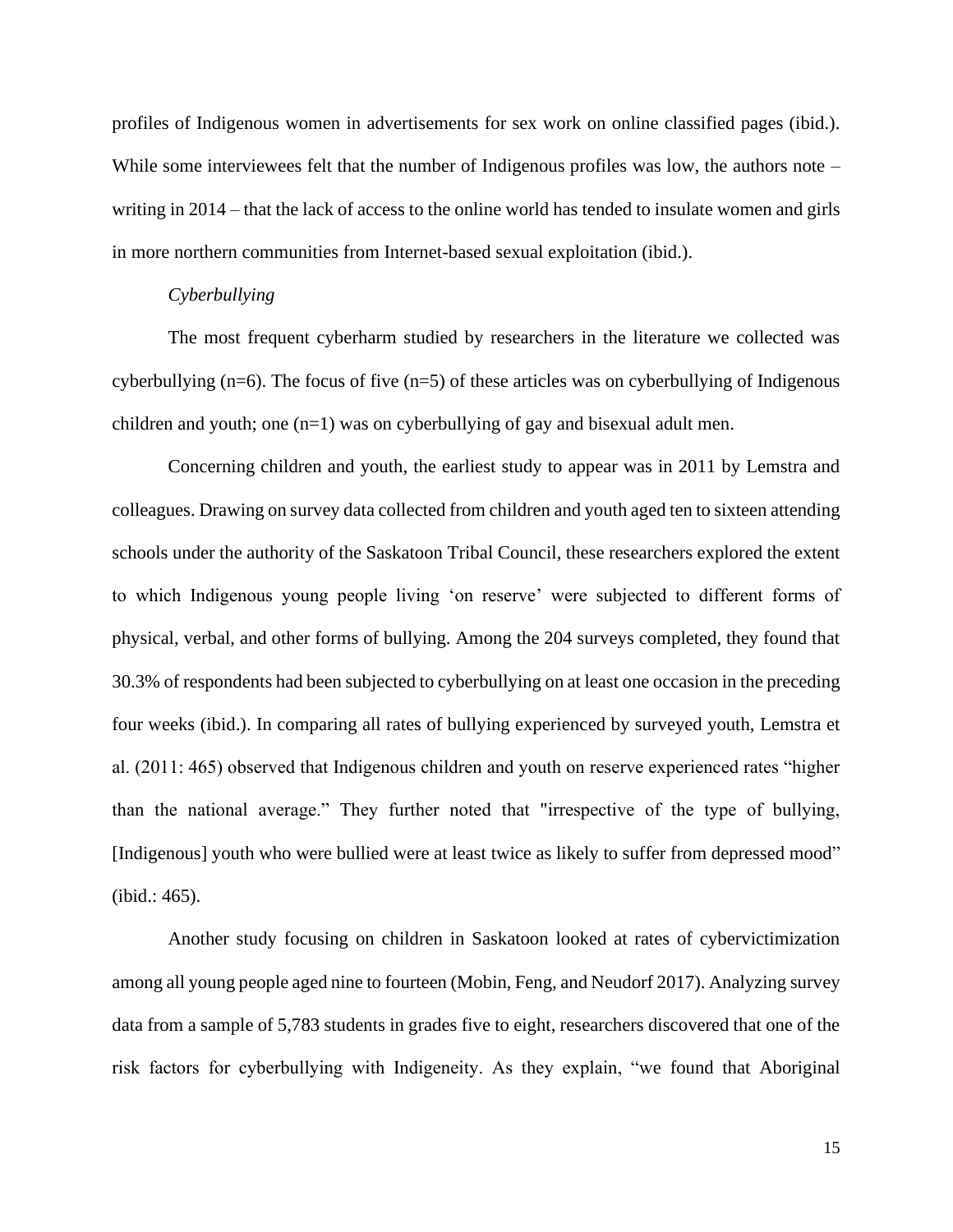profiles of Indigenous women in advertisements for sex work on online classified pages (ibid.). While some interviewees felt that the number of Indigenous profiles was low, the authors note – writing in 2014 – that the lack of access to the online world has tended to insulate women and girls in more northern communities from Internet-based sexual exploitation (ibid.).

*Cyberbullying*

The most frequent cyberharm studied by researchers in the literature we collected was cyberbullying (n=6). The focus of five (n=5) of these articles was on cyberbullying of Indigenous children and youth; one (n=1) was on cyberbullying of gay and bisexual adult men.

Concerning children and youth, the earliest study to appear was in 2011 by Lemstra and colleagues. Drawing on survey data collected from children and youth aged ten to sixteen attending schools under the authority of the Saskatoon Tribal Council, these researchers explored the extent to which Indigenous young people living 'on reserve' were subjected to different forms of physical, verbal, and other forms of bullying. Among the 204 surveys completed, they found that 30.3% of respondents had been subjected to cyberbullying on at least one occasion in the preceding four weeks (ibid.). In comparing all rates of bullying experienced by surveyed youth, Lemstra et al. (2011: 465) observed that Indigenous children and youth on reserve experienced rates "higher than the national average." They further noted that "irrespective of the type of bullying, [Indigenous] youth who were bullied were at least twice as likely to suffer from depressed mood" (ibid.: 465).

Another study focusing on children in Saskatoon looked at rates of cybervictimization among all young people aged nine to fourteen (Mobin, Feng, and Neudorf 2017). Analyzing survey data from a sample of 5,783 students in grades five to eight, researchers discovered that one of the risk factors for cyberbullying with Indigeneity. As they explain, "we found that Aboriginal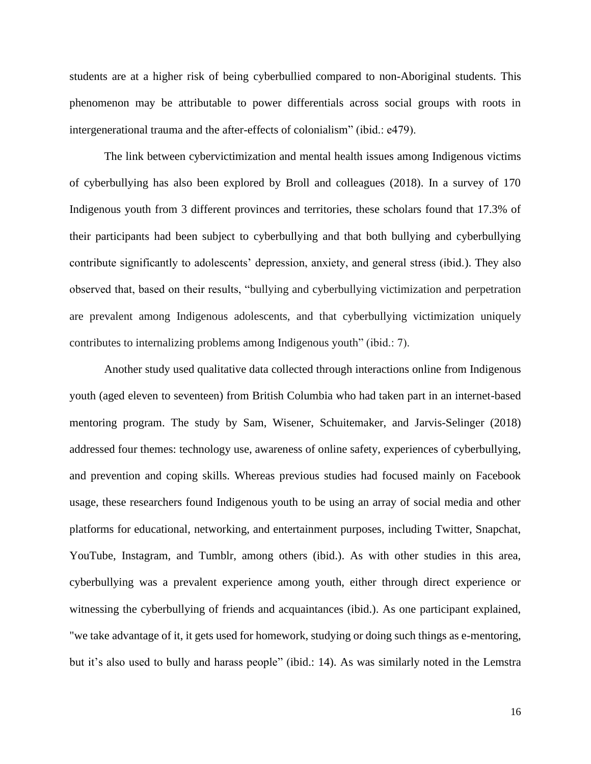students are at a higher risk of being cyberbullied compared to non-Aboriginal students. This phenomenon may be attributable to power differentials across social groups with roots in intergenerational trauma and the after-effects of colonialism" (ibid.: e479).

The link between cybervictimization and mental health issues among Indigenous victims of cyberbullying has also been explored by Broll and colleagues (2018). In a survey of 170 Indigenous youth from 3 different provinces and territories, these scholars found that 17.3% of their participants had been subject to cyberbullying and that both bullying and cyberbullying contribute significantly to adolescents' depression, anxiety, and general stress (ibid.). They also observed that, based on their results, "bullying and cyberbullying victimization and perpetration are prevalent among Indigenous adolescents, and that cyberbullying victimization uniquely contributes to internalizing problems among Indigenous youth" (ibid.: 7).

Another study used qualitative data collected through interactions online from Indigenous youth (aged eleven to seventeen) from British Columbia who had taken part in an internet-based mentoring program. The study by Sam, Wisener, Schuitemaker, and Jarvis-Selinger (2018) addressed four themes: technology use, awareness of online safety, experiences of cyberbullying, and prevention and coping skills. Whereas previous studies had focused mainly on Facebook usage, these researchers found Indigenous youth to be using an array of social media and other platforms for educational, networking, and entertainment purposes, including Twitter, Snapchat, YouTube, Instagram, and Tumblr, among others (ibid.). As with other studies in this area, cyberbullying was a prevalent experience among youth, either through direct experience or witnessing the cyberbullying of friends and acquaintances (ibid.). As one participant explained, "we take advantage of it, it gets used for homework, studying or doing such things as e-mentoring, but it's also used to bully and harass people" (ibid.: 14). As was similarly noted in the Lemstra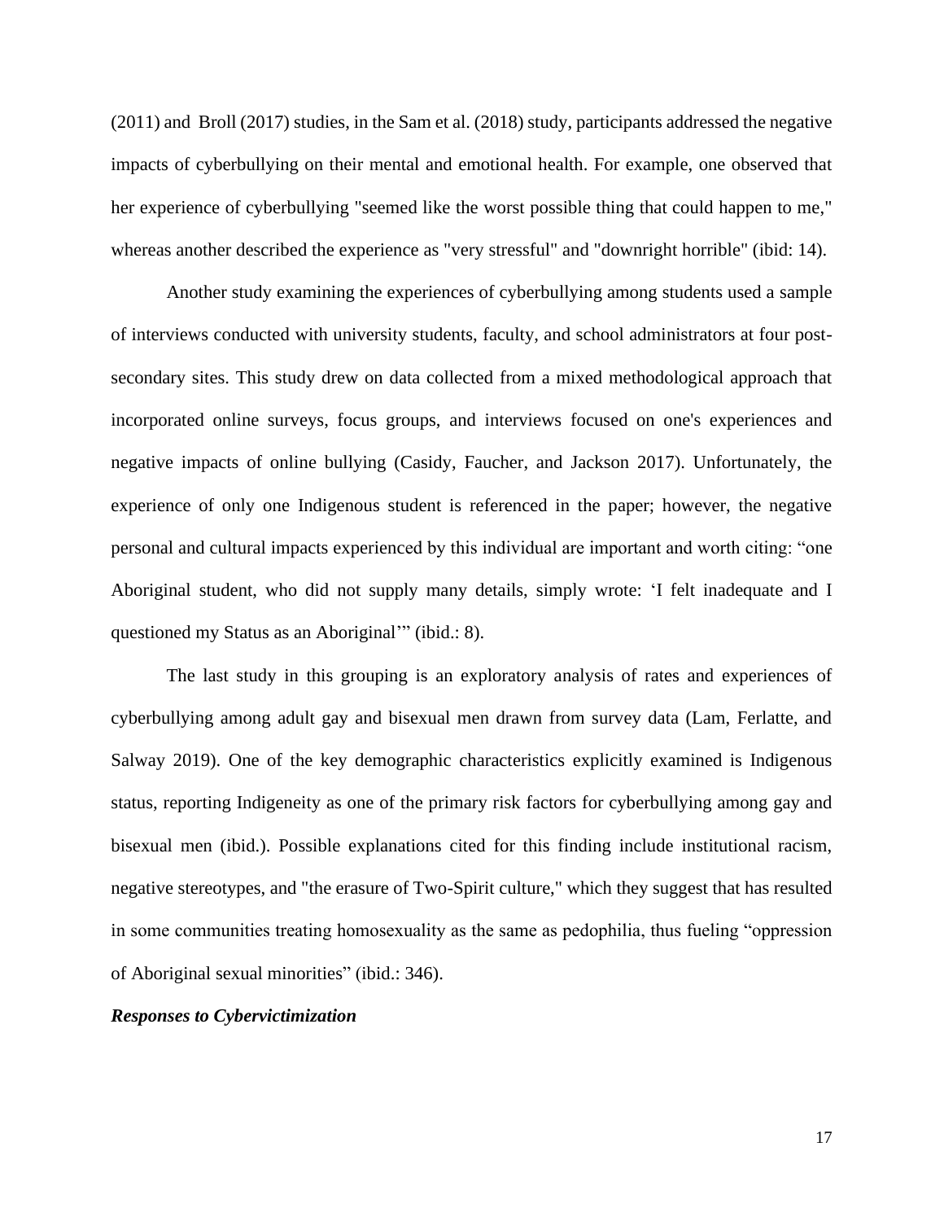(2011) and Broll (2017) studies, in the Sam et al. (2018) study, participants addressed the negative impacts of cyberbullying on their mental and emotional health. For example, one observed that her experience of cyberbullying "seemed like the worst possible thing that could happen to me," whereas another described the experience as "very stressful" and "downright horrible" (ibid: 14).

Another study examining the experiences of cyberbullying among students used a sample of interviews conducted with university students, faculty, and school administrators at four post-secondary sites. This study drew on data collected from a mixed methodological approach that incorporated online surveys, focus groups, and interviews focused on one's experiences and negative impacts of online bullying (Casidy, Faucher, and Jackson 2017). Unfortunately, the experience of only one Indigenous student is referenced in the paper; however, the negative personal and cultural impacts experienced by this individual are important and worth citing: "one Aboriginal student, who did not supply many details, simply wrote: 'I felt inadequate and I questioned my Status as an Aboriginal'" (ibid.: 8).

The last study in this grouping is an exploratory analysis of rates and experiences of cyberbullying among adult gay and bisexual men drawn from survey data (Lam, Ferlatte, and Salway 2019). One of the key demographic characteristics explicitly examined is Indigenous status, reporting Indigeneity as one of the primary risk factors for cyberbullying among gay and bisexual men (ibid.). Possible explanations cited for this finding include institutional racism, negative stereotypes, and "the erasure of Two-Spirit culture," which they suggest that has resulted in some communities treating homosexuality as the same as pedophilia, thus fueling "oppression of Aboriginal sexual minorities" (ibid.: 346).

### *Responses to Cybervictimization*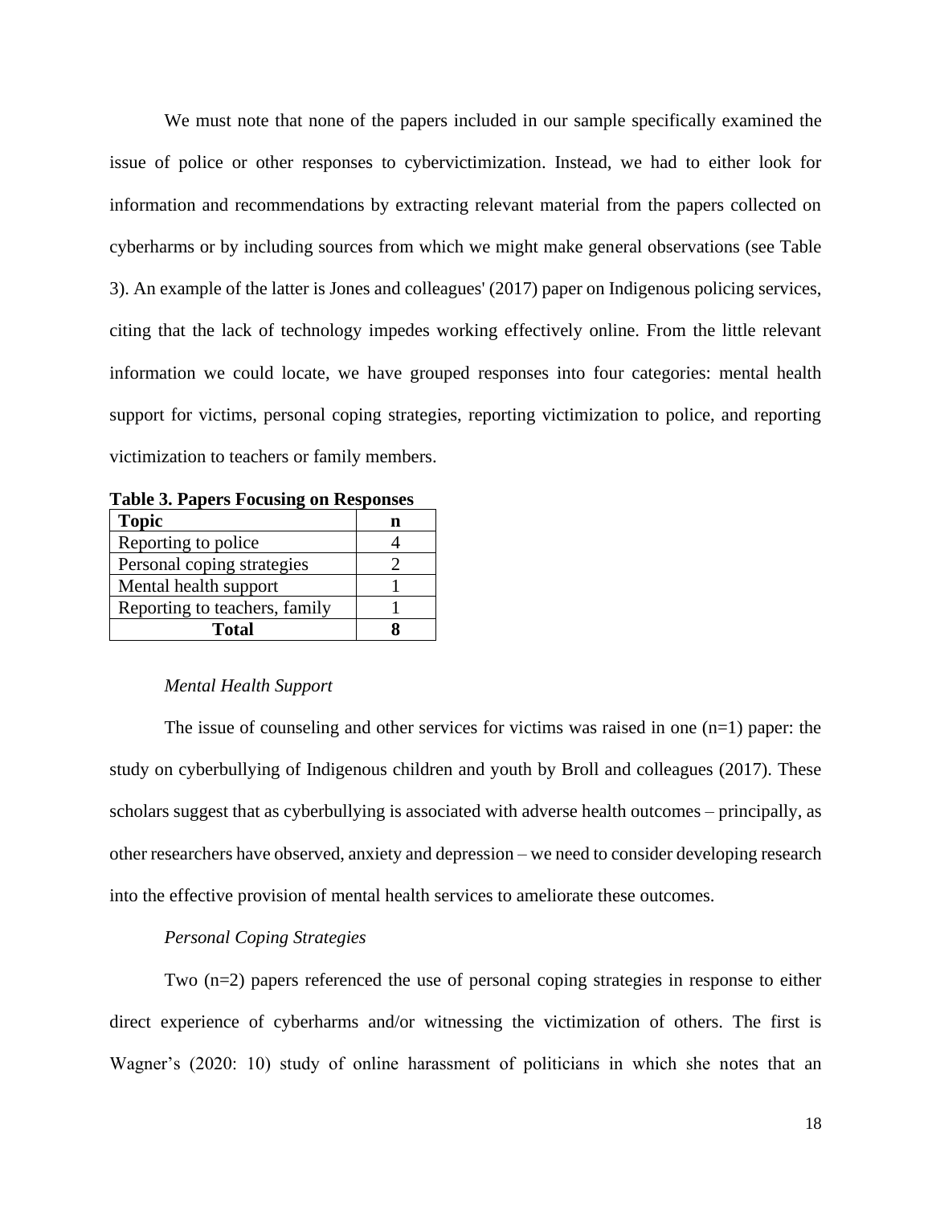We must note that none of the papers included in our sample specifically examined the issue of police or other responses to cybervictimization. Instead, we had to either look for information and recommendations by extracting relevant material from the papers collected on cyberharms or by including sources from which we might make general observations (see Table 3). An example of the latter is Jones and colleagues' (2017) paper on Indigenous policing services, citing that the lack of technology impedes working effectively online. From the little relevant information we could locate, we have grouped responses into four categories: mental health support for victims, personal coping strategies, reporting victimization to police, and reporting victimization to teachers or family members.

**Table 3. Papers Focusing on Responses**

| Topic | n |
| --- | --- |
| Reporting to police | 4 |
| Personal coping strategies | 2 |
| Mental health support | 1 |
| Reporting to teachers, family | 1 |
| **Total** | **8** |

*Mental Health Support*

The issue of counseling and other services for victims was raised in one (n=1) paper: the study on cyberbullying of Indigenous children and youth by Broll and colleagues (2017). These scholars suggest that as cyberbullying is associated with adverse health outcomes – principally, as other researchers have observed, anxiety and depression – we need to consider developing research into the effective provision of mental health services to ameliorate these outcomes.

*Personal Coping Strategies*

Two (n=2) papers referenced the use of personal coping strategies in response to either direct experience of cyberharms and/or witnessing the victimization of others. The first is Wagner's (2020: 10) study of online harassment of politicians in which she notes that an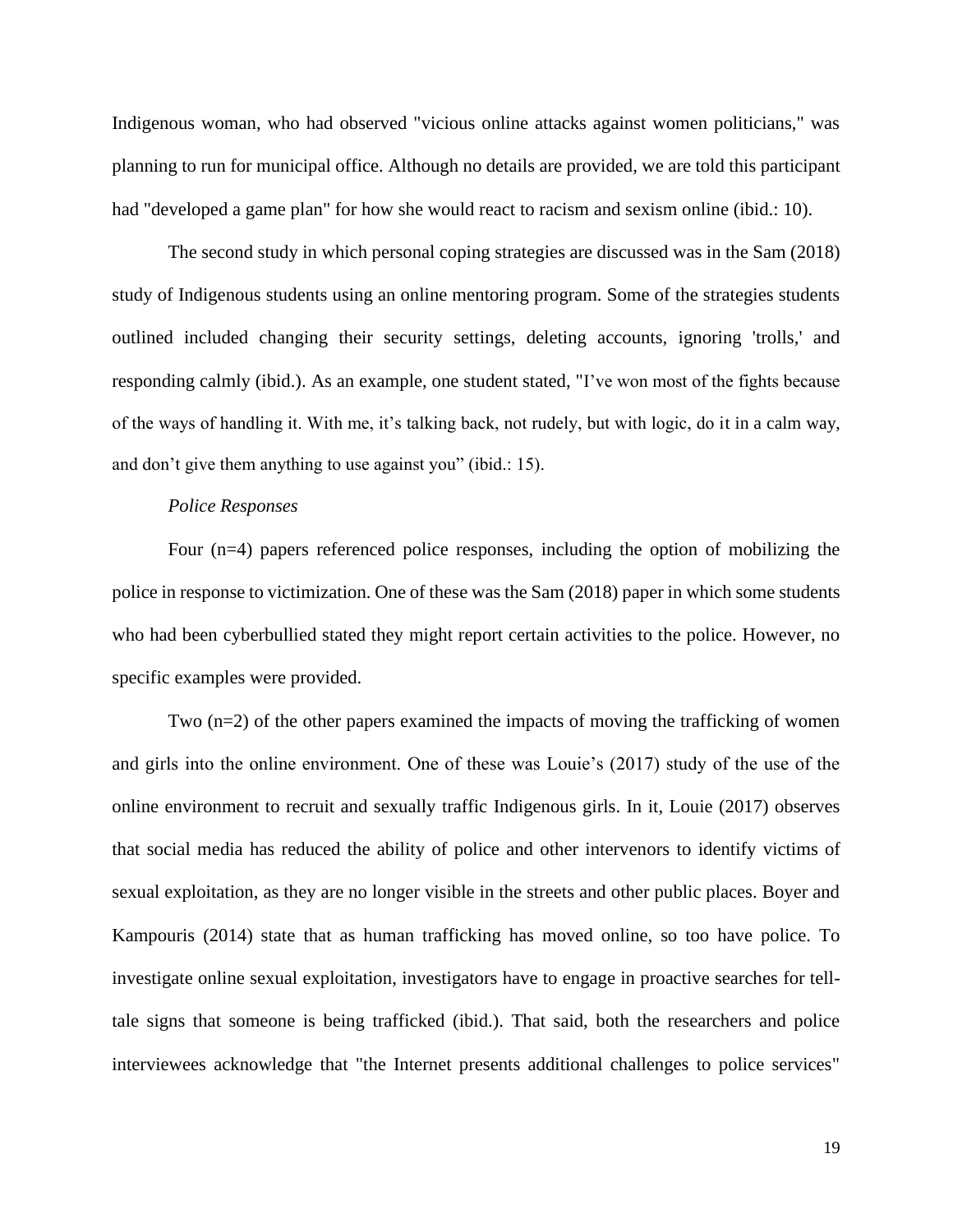Indigenous woman, who had observed "vicious online attacks against women politicians," was planning to run for municipal office. Although no details are provided, we are told this participant had "developed a game plan" for how she would react to racism and sexism online (ibid.: 10).

The second study in which personal coping strategies are discussed was in the Sam (2018) study of Indigenous students using an online mentoring program. Some of the strategies students outlined included changing their security settings, deleting accounts, ignoring 'trolls,' and responding calmly (ibid.). As an example, one student stated, "I've won most of the fights because of the ways of handling it. With me, it's talking back, not rudely, but with logic, do it in a calm way, and don't give them anything to use against you" (ibid.: 15).

*Police Responses*

Four (n=4) papers referenced police responses, including the option of mobilizing the police in response to victimization. One of these was the Sam (2018) paper in which some students who had been cyberbullied stated they might report certain activities to the police. However, no specific examples were provided.

Two (n=2) of the other papers examined the impacts of moving the trafficking of women and girls into the online environment. One of these was Louie's (2017) study of the use of the online environment to recruit and sexually traffic Indigenous girls. In it, Louie (2017) observes that social media has reduced the ability of police and other intervenors to identify victims of sexual exploitation, as they are no longer visible in the streets and other public places. Boyer and Kampouris (2014) state that as human trafficking has moved online, so too have police. To investigate online sexual exploitation, investigators have to engage in proactive searches for tell-tale signs that someone is being trafficked (ibid.). That said, both the researchers and police interviewees acknowledge that "the Internet presents additional challenges to police services"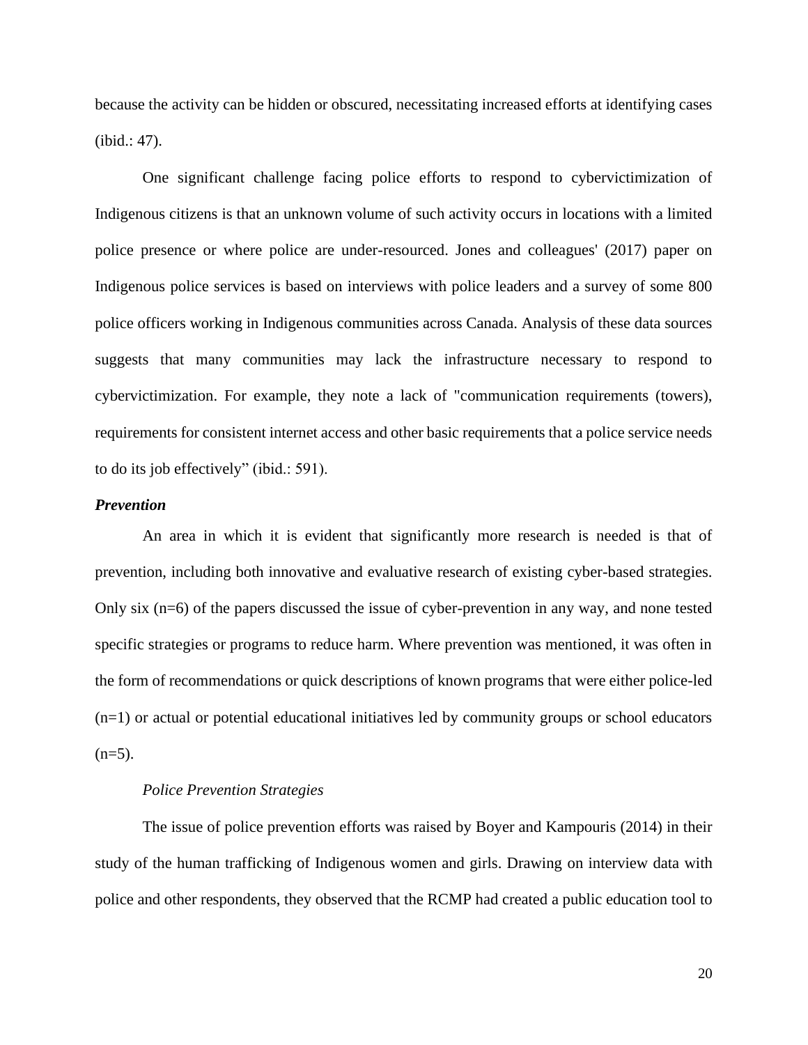because the activity can be hidden or obscured, necessitating increased efforts at identifying cases (ibid.: 47).

One significant challenge facing police efforts to respond to cybervictimization of Indigenous citizens is that an unknown volume of such activity occurs in locations with a limited police presence or where police are under-resourced. Jones and colleagues' (2017) paper on Indigenous police services is based on interviews with police leaders and a survey of some 800 police officers working in Indigenous communities across Canada. Analysis of these data sources suggests that many communities may lack the infrastructure necessary to respond to cybervictimization. For example, they note a lack of "communication requirements (towers), requirements for consistent internet access and other basic requirements that a police service needs to do its job effectively" (ibid.: 591).

***Prevention***

An area in which it is evident that significantly more research is needed is that of prevention, including both innovative and evaluative research of existing cyber-based strategies. Only six (n=6) of the papers discussed the issue of cyber-prevention in any way, and none tested specific strategies or programs to reduce harm. Where prevention was mentioned, it was often in the form of recommendations or quick descriptions of known programs that were either police-led (n=1) or actual or potential educational initiatives led by community groups or school educators (n=5).

*Police Prevention Strategies*

The issue of police prevention efforts was raised by Boyer and Kampouris (2014) in their study of the human trafficking of Indigenous women and girls. Drawing on interview data with police and other respondents, they observed that the RCMP had created a public education tool to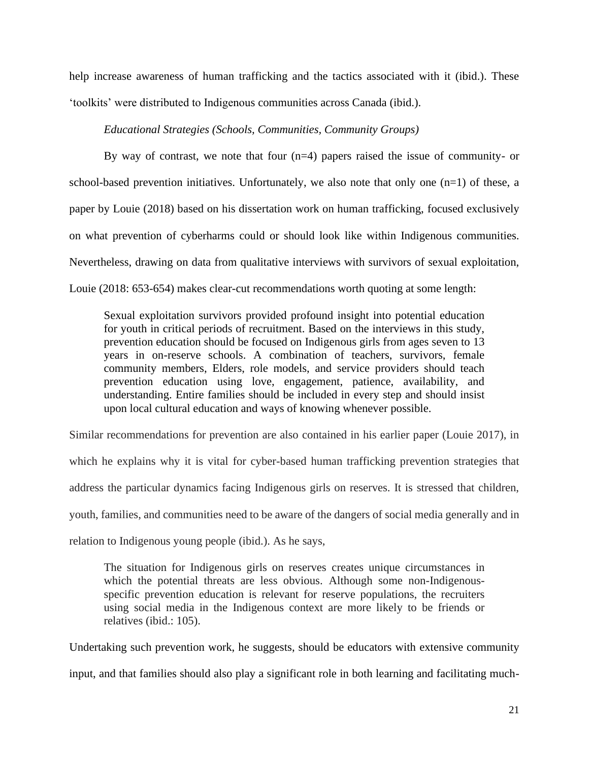help increase awareness of human trafficking and the tactics associated with it (ibid.). These 'toolkits' were distributed to Indigenous communities across Canada (ibid.).

*Educational Strategies (Schools, Communities, Community Groups)*

By way of contrast, we note that four (n=4) papers raised the issue of community- or school-based prevention initiatives. Unfortunately, we also note that only one (n=1) of these, a paper by Louie (2018) based on his dissertation work on human trafficking, focused exclusively on what prevention of cyberharms could or should look like within Indigenous communities. Nevertheless, drawing on data from qualitative interviews with survivors of sexual exploitation, Louie (2018: 653-654) makes clear-cut recommendations worth quoting at some length:

> Sexual exploitation survivors provided profound insight into potential education for youth in critical periods of recruitment. Based on the interviews in this study, prevention education should be focused on Indigenous girls from ages seven to 13 years in on-reserve schools. A combination of teachers, survivors, female community members, Elders, role models, and service providers should teach prevention education using love, engagement, patience, availability, and understanding. Entire families should be included in every step and should insist upon local cultural education and ways of knowing whenever possible.

Similar recommendations for prevention are also contained in his earlier paper (Louie 2017), in which he explains why it is vital for cyber-based human trafficking prevention strategies that address the particular dynamics facing Indigenous girls on reserves. It is stressed that children, youth, families, and communities need to be aware of the dangers of social media generally and in relation to Indigenous young people (ibid.). As he says,

> The situation for Indigenous girls on reserves creates unique circumstances in which the potential threats are less obvious. Although some non-Indigenous-specific prevention education is relevant for reserve populations, the recruiters using social media in the Indigenous context are more likely to be friends or relatives (ibid.: 105).

Undertaking such prevention work, he suggests, should be educators with extensive community input, and that families should also play a significant role in both learning and facilitating much-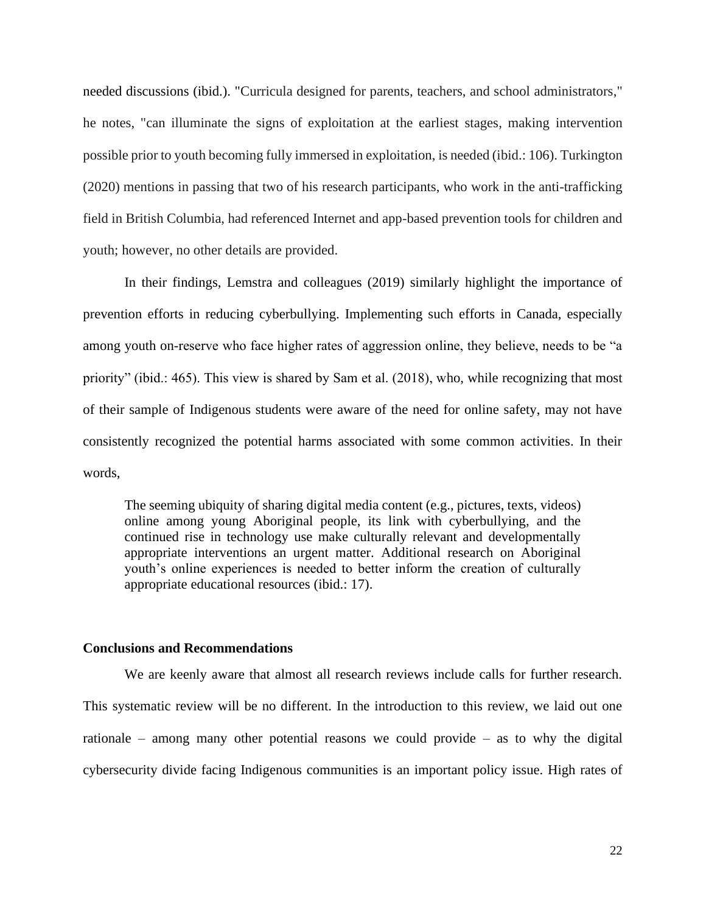needed discussions (ibid.). "Curricula designed for parents, teachers, and school administrators," he notes, "can illuminate the signs of exploitation at the earliest stages, making intervention possible prior to youth becoming fully immersed in exploitation, is needed (ibid.: 106). Turkington (2020) mentions in passing that two of his research participants, who work in the anti-trafficking field in British Columbia, had referenced Internet and app-based prevention tools for children and youth; however, no other details are provided.

In their findings, Lemstra and colleagues (2019) similarly highlight the importance of prevention efforts in reducing cyberbullying. Implementing such efforts in Canada, especially among youth on-reserve who face higher rates of aggression online, they believe, needs to be "a priority" (ibid.: 465). This view is shared by Sam et al. (2018), who, while recognizing that most of their sample of Indigenous students were aware of the need for online safety, may not have consistently recognized the potential harms associated with some common activities. In their words,

> The seeming ubiquity of sharing digital media content (e.g., pictures, texts, videos) online among young Aboriginal people, its link with cyberbullying, and the continued rise in technology use make culturally relevant and developmentally appropriate interventions an urgent matter. Additional research on Aboriginal youth's online experiences is needed to better inform the creation of culturally appropriate educational resources (ibid.: 17).

**Conclusions and Recommendations**

We are keenly aware that almost all research reviews include calls for further research. This systematic review will be no different. In the introduction to this review, we laid out one rationale – among many other potential reasons we could provide – as to why the digital cybersecurity divide facing Indigenous communities is an important policy issue. High rates of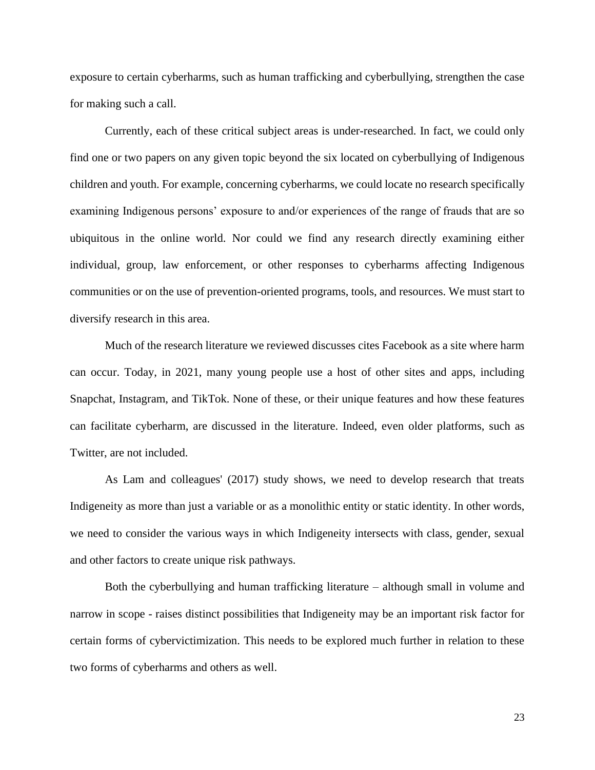exposure to certain cyberharms, such as human trafficking and cyberbullying, strengthen the case for making such a call.

Currently, each of these critical subject areas is under-researched. In fact, we could only find one or two papers on any given topic beyond the six located on cyberbullying of Indigenous children and youth. For example, concerning cyberharms, we could locate no research specifically examining Indigenous persons' exposure to and/or experiences of the range of frauds that are so ubiquitous in the online world. Nor could we find any research directly examining either individual, group, law enforcement, or other responses to cyberharms affecting Indigenous communities or on the use of prevention-oriented programs, tools, and resources. We must start to diversify research in this area.

Much of the research literature we reviewed discusses cites Facebook as a site where harm can occur. Today, in 2021, many young people use a host of other sites and apps, including Snapchat, Instagram, and TikTok. None of these, or their unique features and how these features can facilitate cyberharm, are discussed in the literature. Indeed, even older platforms, such as Twitter, are not included.

As Lam and colleagues' (2017) study shows, we need to develop research that treats Indigeneity as more than just a variable or as a monolithic entity or static identity. In other words, we need to consider the various ways in which Indigeneity intersects with class, gender, sexual and other factors to create unique risk pathways.

Both the cyberbullying and human trafficking literature – although small in volume and narrow in scope - raises distinct possibilities that Indigeneity may be an important risk factor for certain forms of cybervictimization. This needs to be explored much further in relation to these two forms of cyberharms and others as well.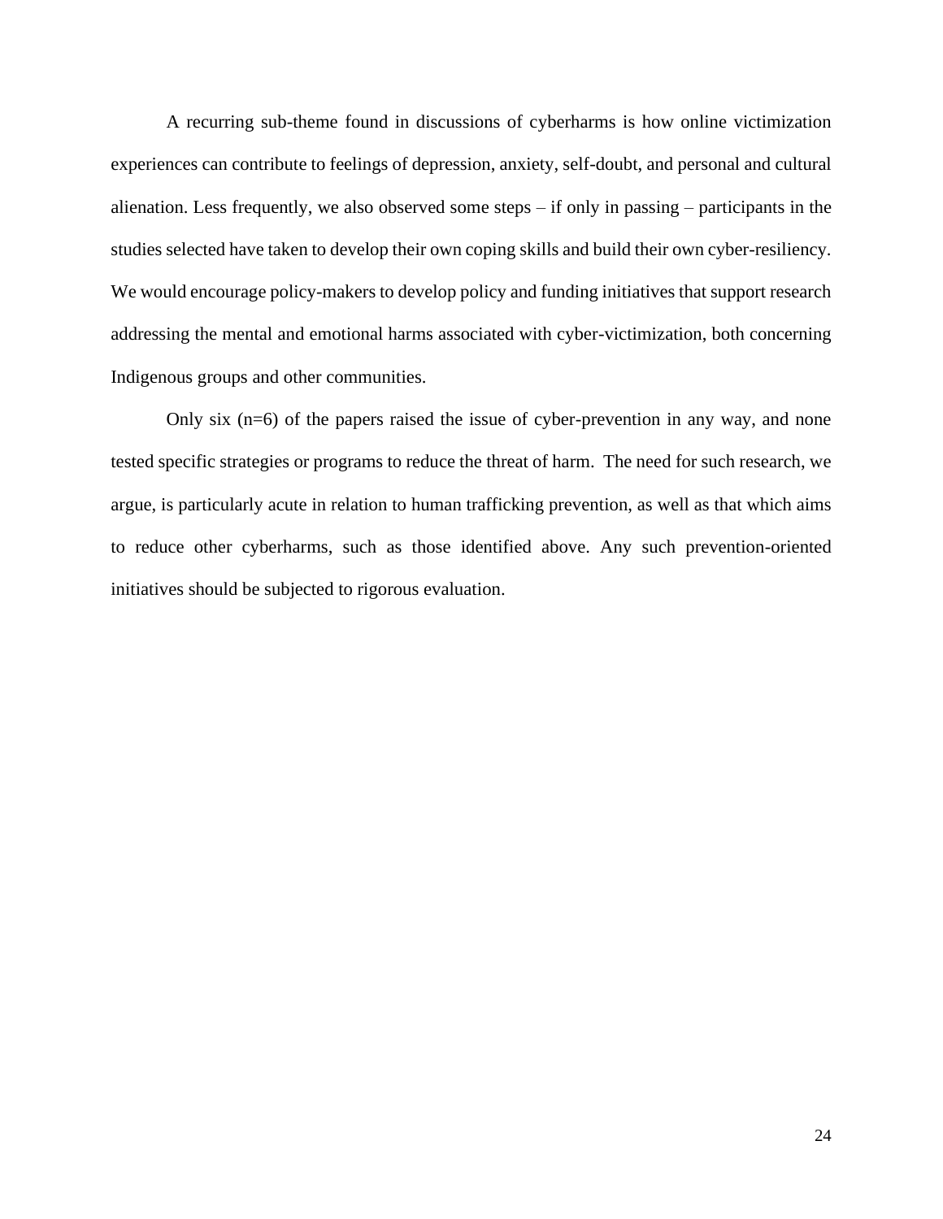A recurring sub-theme found in discussions of cyberharms is how online victimization experiences can contribute to feelings of depression, anxiety, self-doubt, and personal and cultural alienation. Less frequently, we also observed some steps – if only in passing – participants in the studies selected have taken to develop their own coping skills and build their own cyber-resiliency. We would encourage policy-makers to develop policy and funding initiatives that support research addressing the mental and emotional harms associated with cyber-victimization, both concerning Indigenous groups and other communities.

Only six (n=6) of the papers raised the issue of cyber-prevention in any way, and none tested specific strategies or programs to reduce the threat of harm. The need for such research, we argue, is particularly acute in relation to human trafficking prevention, as well as that which aims to reduce other cyberharms, such as those identified above. Any such prevention-oriented initiatives should be subjected to rigorous evaluation.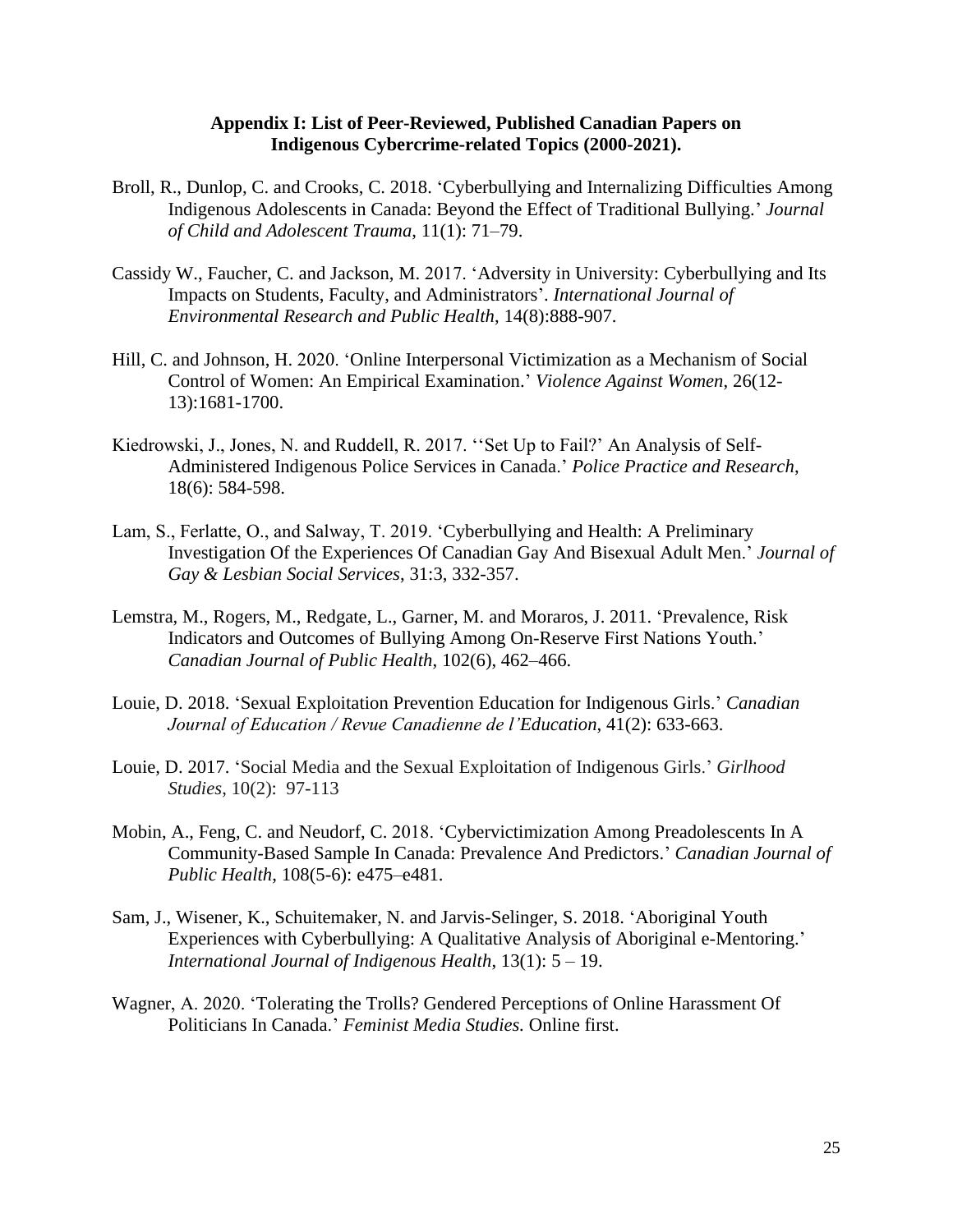**Appendix I: List of Peer-Reviewed, Published Canadian Papers on Indigenous Cybercrime-related Topics (2000-2021).**

Broll, R., Dunlop, C. and Crooks, C. 2018. 'Cyberbullying and Internalizing Difficulties Among Indigenous Adolescents in Canada: Beyond the Effect of Traditional Bullying.' *Journal of Child and Adolescent Trauma*, 11(1): 71–79.

Cassidy W., Faucher, C. and Jackson, M. 2017. 'Adversity in University: Cyberbullying and Its Impacts on Students, Faculty, and Administrators'. *International Journal of Environmental Research and Public Health*, 14(8):888-907.

Hill, C. and Johnson, H. 2020. 'Online Interpersonal Victimization as a Mechanism of Social Control of Women: An Empirical Examination.' *Violence Against Women*, 26(12-13):1681-1700.

Kiedrowski, J., Jones, N. and Ruddell, R. 2017. ''Set Up to Fail?' An Analysis of Self-Administered Indigenous Police Services in Canada.' *Police Practice and Research*, 18(6): 584-598.

Lam, S., Ferlatte, O., and Salway, T. 2019. 'Cyberbullying and Health: A Preliminary Investigation Of the Experiences Of Canadian Gay And Bisexual Adult Men.' *Journal of Gay & Lesbian Social Services*, 31:3, 332-357.

Lemstra, M., Rogers, M., Redgate, L., Garner, M. and Moraros, J. 2011. 'Prevalence, Risk Indicators and Outcomes of Bullying Among On-Reserve First Nations Youth.' *Canadian Journal of Public Health*, 102(6), 462–466.

Louie, D. 2018. 'Sexual Exploitation Prevention Education for Indigenous Girls.' *Canadian Journal of Education / Revue Canadienne de l'Education*, 41(2): 633-663.

Louie, D. 2017. 'Social Media and the Sexual Exploitation of Indigenous Girls.' *Girlhood Studies*, 10(2): 97-113

Mobin, A., Feng, C. and Neudorf, C. 2018. 'Cybervictimization Among Preadolescents In A Community-Based Sample In Canada: Prevalence And Predictors.' *Canadian Journal of Public Health*, 108(5-6): e475–e481.

Sam, J., Wisener, K., Schuitemaker, N. and Jarvis-Selinger, S. 2018. 'Aboriginal Youth Experiences with Cyberbullying: A Qualitative Analysis of Aboriginal e-Mentoring.' *International Journal of Indigenous Health*, 13(1): 5 – 19.

Wagner, A. 2020. 'Tolerating the Trolls? Gendered Perceptions of Online Harassment Of Politicians In Canada.' *Feminist Media Studies.* Online first.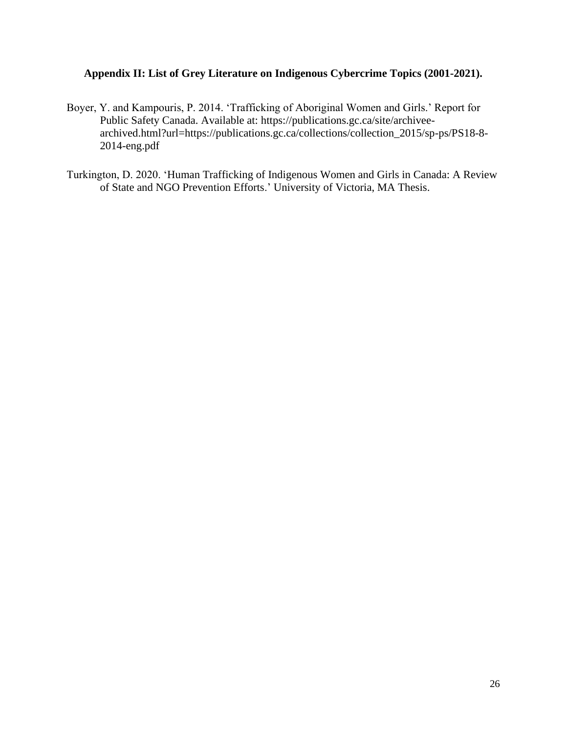### Appendix II: List of Grey Literature on Indigenous Cybercrime Topics (2001-2021).

Boyer, Y. and Kampouris, P. 2014. 'Trafficking of Aboriginal Women and Girls.' Report for Public Safety Canada. Available at: https://publications.gc.ca/site/archivee-archived.html?url=https://publications.gc.ca/collections/collection_2015/sp-ps/PS18-8-2014-eng.pdf

Turkington, D. 2020. 'Human Trafficking of Indigenous Women and Girls in Canada: A Review of State and NGO Prevention Efforts.' University of Victoria, MA Thesis.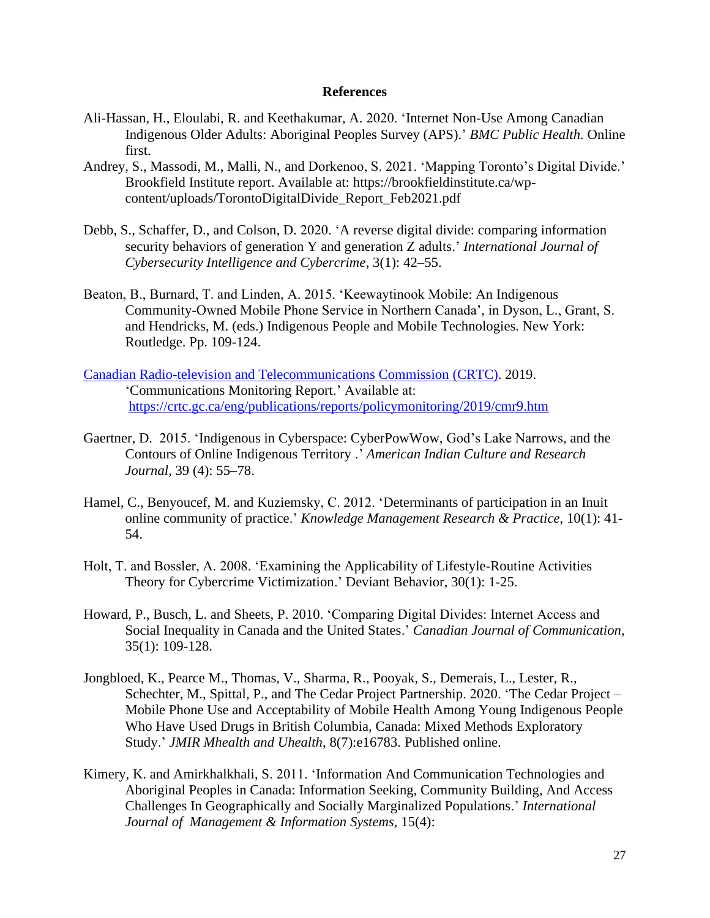# References

Ali-Hassan, H., Eloulabi, R. and Keethakumar, A. 2020. 'Internet Non-Use Among Canadian Indigenous Older Adults: Aboriginal Peoples Survey (APS).' *BMC Public Health.* Online first.

Andrey, S., Massodi, M., Malli, N., and Dorkenoo, S. 2021. 'Mapping Toronto's Digital Divide.' Brookfield Institute report. Available at: https://brookfieldinstitute.ca/wp-content/uploads/TorontoDigitalDivide_Report_Feb2021.pdf

Debb, S., Schaffer, D., and Colson, D. 2020. 'A reverse digital divide: comparing information security behaviors of generation Y and generation Z adults.' *International Journal of Cybersecurity Intelligence and Cybercrime*, 3(1): 42–55.

Beaton, B., Burnard, T. and Linden, A. 2015. 'Keewaytinook Mobile: An Indigenous Community-Owned Mobile Phone Service in Northern Canada', in Dyson, L., Grant, S. and Hendricks, M. (eds.) Indigenous People and Mobile Technologies. New York: Routledge. Pp. 109-124.

Canadian Radio-television and Telecommunications Commission (CRTC). 2019. 'Communications Monitoring Report.' Available at: https://crtc.gc.ca/eng/publications/reports/policymonitoring/2019/cmr9.htm

Gaertner, D. 2015. 'Indigenous in Cyberspace: CyberPowWow, God's Lake Narrows, and the Contours of Online Indigenous Territory .' *American Indian Culture and Research Journal*, 39 (4): 55–78.

Hamel, C., Benyoucef, M. and Kuziemsky, C. 2012. 'Determinants of participation in an Inuit online community of practice.' *Knowledge Management Research & Practice*, 10(1): 41-54.

Holt, T. and Bossler, A. 2008. 'Examining the Applicability of Lifestyle-Routine Activities Theory for Cybercrime Victimization.' Deviant Behavior, 30(1): 1-25.

Howard, P., Busch, L. and Sheets, P. 2010. 'Comparing Digital Divides: Internet Access and Social Inequality in Canada and the United States.' *Canadian Journal of Communication*, 35(1): 109-128.

Jongbloed, K., Pearce M., Thomas, V., Sharma, R., Pooyak, S., Demerais, L., Lester, R., Schechter, M., Spittal, P., and The Cedar Project Partnership. 2020. 'The Cedar Project – Mobile Phone Use and Acceptability of Mobile Health Among Young Indigenous People Who Have Used Drugs in British Columbia, Canada: Mixed Methods Exploratory Study.' *JMIR Mhealth and Uhealth*, 8(7):e16783. Published online.

Kimery, K. and Amirkhalkhali, S. 2011. 'Information And Communication Technologies and Aboriginal Peoples in Canada: Information Seeking, Community Building, And Access Challenges In Geographically and Socially Marginalized Populations.' *International Journal of Management & Information Systems*, 15(4):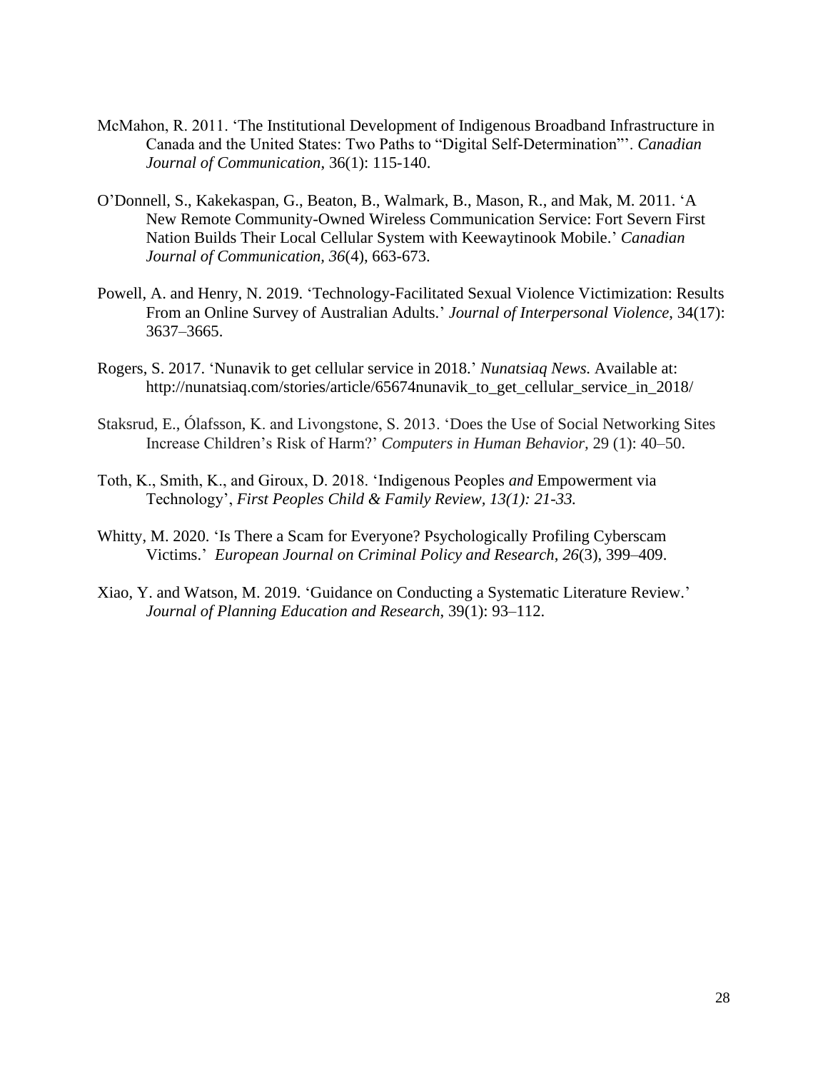McMahon, R. 2011. 'The Institutional Development of Indigenous Broadband Infrastructure in Canada and the United States: Two Paths to "Digital Self-Determination"'. *Canadian Journal of Communication*, 36(1): 115-140.

O'Donnell, S., Kakekaspan, G., Beaton, B., Walmark, B., Mason, R., and Mak, M. 2011. 'A New Remote Community-Owned Wireless Communication Service: Fort Severn First Nation Builds Their Local Cellular System with Keewaytinook Mobile.' *Canadian Journal of Communication, 36*(4), 663-673.

Powell, A. and Henry, N. 2019. 'Technology-Facilitated Sexual Violence Victimization: Results From an Online Survey of Australian Adults.' *Journal of Interpersonal Violence*, 34(17): 3637–3665.

Rogers, S. 2017. 'Nunavik to get cellular service in 2018.' *Nunatsiaq News.* Available at: http://nunatsiaq.com/stories/article/65674nunavik_to_get_cellular_service_in_2018/

Staksrud, E., Ólafsson, K. and Livongstone, S. 2013. 'Does the Use of Social Networking Sites Increase Children's Risk of Harm?' *Computers in Human Behavior,* 29 (1): 40–50.

Toth, K., Smith, K., and Giroux, D. 2018. 'Indigenous Peoples *and* Empowerment via Technology', *First Peoples Child & Family Review, 13(1): 21-33.*

Whitty, M. 2020. 'Is There a Scam for Everyone? Psychologically Profiling Cyberscam Victims.' *European Journal on Criminal Policy and Research, 26*(3), 399–409.

Xiao, Y. and Watson, M. 2019. 'Guidance on Conducting a Systematic Literature Review.' *Journal of Planning Education and Research*, 39(1): 93–112.